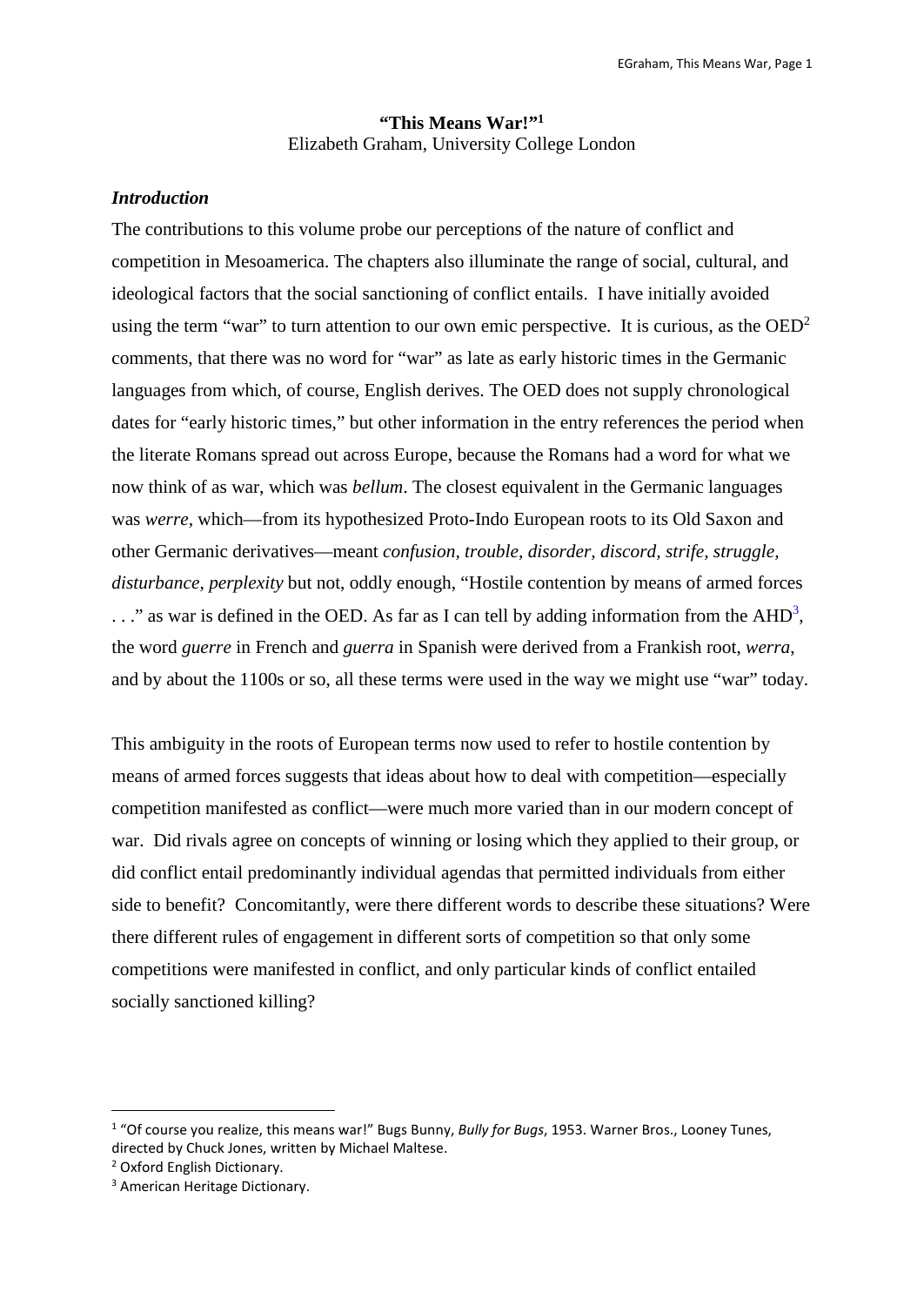# "This Means War!"[1]

Elizabeth Graham, University College London

### *Introduction*

The contributions to this volume probe our perceptions of the nature of conflict and competition in Mesoamerica. The chapters also illuminate the range of social, cultural, and ideological factors that the social sanctioning of conflict entails. I have initially avoided using the term "war" to turn attention to our own emic perspective. It is curious, as the OED[2] comments, that there was no word for "war" as late as early historic times in the Germanic languages from which, of course, English derives. The OED does not supply chronological dates for "early historic times," but other information in the entry references the period when the literate Romans spread out across Europe, because the Romans had a word for what we now think of as war, which was *bellum*. The closest equivalent in the Germanic languages was *werre*, which—from its hypothesized Proto-Indo European roots to its Old Saxon and other Germanic derivatives—meant *confusion, trouble, disorder, discord, strife, struggle, disturbance, perplexity* but not, oddly enough, "Hostile contention by means of armed forces . . ." as war is defined in the OED. As far as I can tell by adding information from the AHD[3], the word *guerre* in French and *guerra* in Spanish were derived from a Frankish root, *werra*, and by about the 1100s or so, all these terms were used in the way we might use "war" today.

This ambiguity in the roots of European terms now used to refer to hostile contention by means of armed forces suggests that ideas about how to deal with competition—especially competition manifested as conflict—were much more varied than in our modern concept of war. Did rivals agree on concepts of winning or losing which they applied to their group, or did conflict entail predominantly individual agendas that permitted individuals from either side to benefit? Concomitantly, were there different words to describe these situations? Were there different rules of engagement in different sorts of competition so that only some competitions were manifested in conflict, and only particular kinds of conflict entailed socially sanctioned killing?

---

[1] "Of course you realize, this means war!" Bugs Bunny, *Bully for Bugs*, 1953. Warner Bros., Looney Tunes, directed by Chuck Jones, written by Michael Maltese.

[2] Oxford English Dictionary.

[3] American Heritage Dictionary.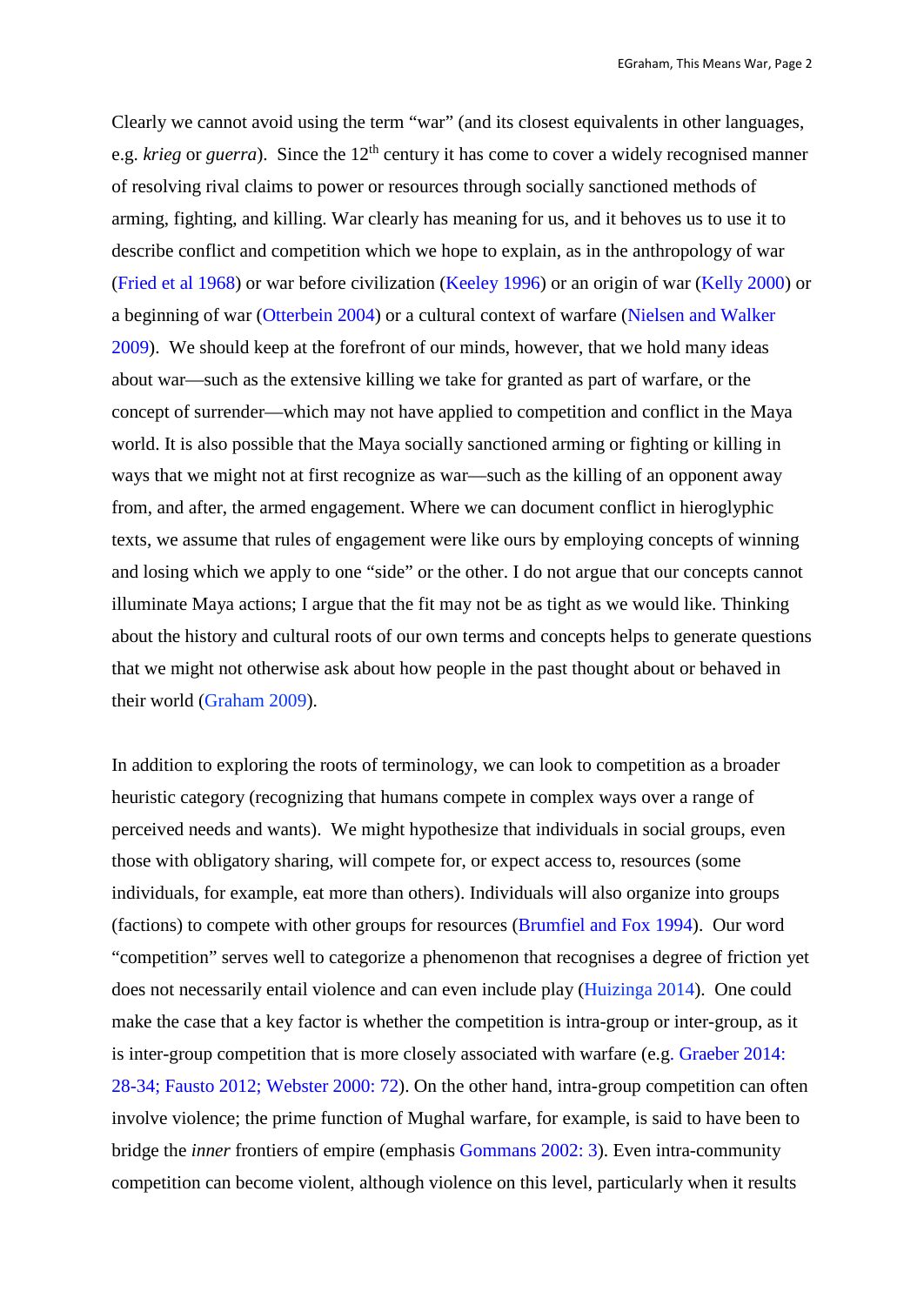Clearly we cannot avoid using the term "war" (and its closest equivalents in other languages, e.g. *krieg* or *guerra*). Since the 12th century it has come to cover a widely recognised manner of resolving rival claims to power or resources through socially sanctioned methods of arming, fighting, and killing. War clearly has meaning for us, and it behoves us to use it to describe conflict and competition which we hope to explain, as in the anthropology of war (Fried et al 1968) or war before civilization (Keeley 1996) or an origin of war (Kelly 2000) or a beginning of war (Otterbein 2004) or a cultural context of warfare (Nielsen and Walker 2009). We should keep at the forefront of our minds, however, that we hold many ideas about war—such as the extensive killing we take for granted as part of warfare, or the concept of surrender—which may not have applied to competition and conflict in the Maya world. It is also possible that the Maya socially sanctioned arming or fighting or killing in ways that we might not at first recognize as war—such as the killing of an opponent away from, and after, the armed engagement. Where we can document conflict in hieroglyphic texts, we assume that rules of engagement were like ours by employing concepts of winning and losing which we apply to one "side" or the other. I do not argue that our concepts cannot illuminate Maya actions; I argue that the fit may not be as tight as we would like. Thinking about the history and cultural roots of our own terms and concepts helps to generate questions that we might not otherwise ask about how people in the past thought about or behaved in their world (Graham 2009).

In addition to exploring the roots of terminology, we can look to competition as a broader heuristic category (recognizing that humans compete in complex ways over a range of perceived needs and wants). We might hypothesize that individuals in social groups, even those with obligatory sharing, will compete for, or expect access to, resources (some individuals, for example, eat more than others). Individuals will also organize into groups (factions) to compete with other groups for resources (Brumfiel and Fox 1994). Our word "competition" serves well to categorize a phenomenon that recognises a degree of friction yet does not necessarily entail violence and can even include play (Huizinga 2014). One could make the case that a key factor is whether the competition is intra-group or inter-group, as it is inter-group competition that is more closely associated with warfare (e.g. Graeber 2014: 28-34; Fausto 2012; Webster 2000: 72). On the other hand, intra-group competition can often involve violence; the prime function of Mughal warfare, for example, is said to have been to bridge the *inner* frontiers of empire (emphasis Gommans 2002: 3). Even intra-community competition can become violent, although violence on this level, particularly when it results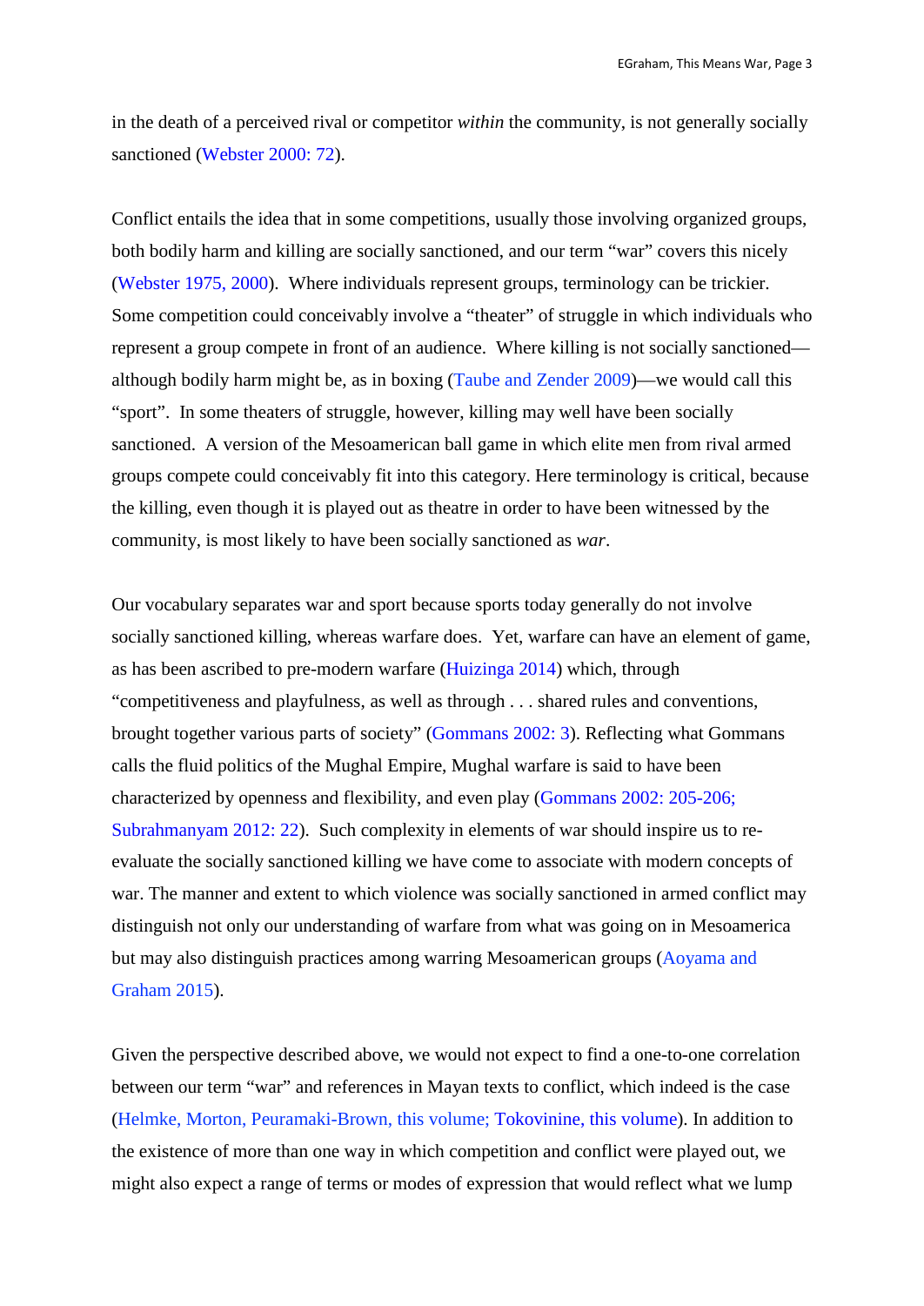in the death of a perceived rival or competitor *within* the community, is not generally socially sanctioned (Webster 2000: 72).

Conflict entails the idea that in some competitions, usually those involving organized groups, both bodily harm and killing are socially sanctioned, and our term "war" covers this nicely (Webster 1975, 2000). Where individuals represent groups, terminology can be trickier. Some competition could conceivably involve a "theater" of struggle in which individuals who represent a group compete in front of an audience. Where killing is not socially sanctioned—although bodily harm might be, as in boxing (Taube and Zender 2009)—we would call this "sport". In some theaters of struggle, however, killing may well have been socially sanctioned. A version of the Mesoamerican ball game in which elite men from rival armed groups compete could conceivably fit into this category. Here terminology is critical, because the killing, even though it is played out as theatre in order to have been witnessed by the community, is most likely to have been socially sanctioned as *war*.

Our vocabulary separates war and sport because sports today generally do not involve socially sanctioned killing, whereas warfare does. Yet, warfare can have an element of game, as has been ascribed to pre-modern warfare (Huizinga 2014) which, through "competitiveness and playfulness, as well as through . . . shared rules and conventions, brought together various parts of society" (Gommans 2002: 3). Reflecting what Gommans calls the fluid politics of the Mughal Empire, Mughal warfare is said to have been characterized by openness and flexibility, and even play (Gommans 2002: 205-206; Subrahmanyam 2012: 22). Such complexity in elements of war should inspire us to re-evaluate the socially sanctioned killing we have come to associate with modern concepts of war. The manner and extent to which violence was socially sanctioned in armed conflict may distinguish not only our understanding of warfare from what was going on in Mesoamerica but may also distinguish practices among warring Mesoamerican groups (Aoyama and Graham 2015).

Given the perspective described above, we would not expect to find a one-to-one correlation between our term "war" and references in Mayan texts to conflict, which indeed is the case (Helmke, Morton, Peuramaki-Brown, this volume; Tokovinine, this volume). In addition to the existence of more than one way in which competition and conflict were played out, we might also expect a range of terms or modes of expression that would reflect what we lump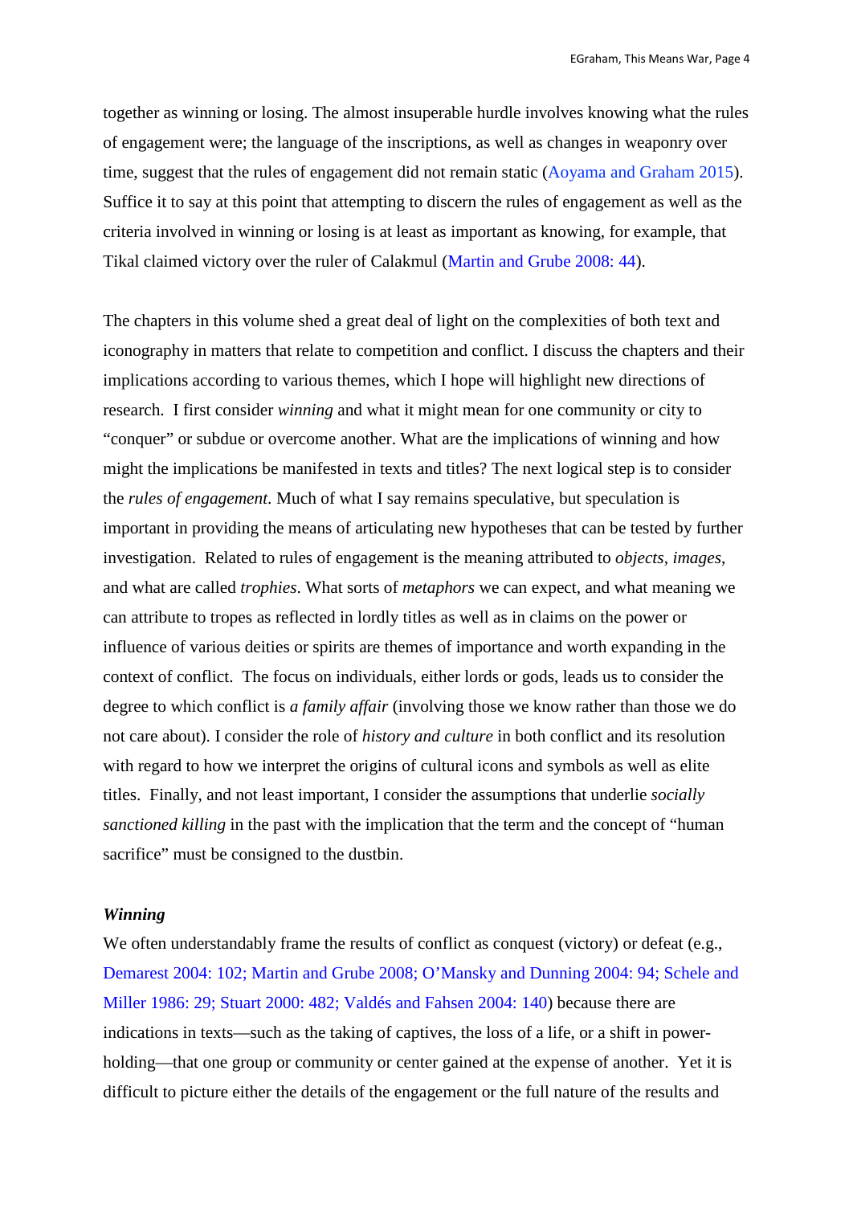together as winning or losing. The almost insuperable hurdle involves knowing what the rules of engagement were; the language of the inscriptions, as well as changes in weaponry over time, suggest that the rules of engagement did not remain static (Aoyama and Graham 2015). Suffice it to say at this point that attempting to discern the rules of engagement as well as the criteria involved in winning or losing is at least as important as knowing, for example, that Tikal claimed victory over the ruler of Calakmul (Martin and Grube 2008: 44).

The chapters in this volume shed a great deal of light on the complexities of both text and iconography in matters that relate to competition and conflict. I discuss the chapters and their implications according to various themes, which I hope will highlight new directions of research. I first consider *winning* and what it might mean for one community or city to "conquer" or subdue or overcome another. What are the implications of winning and how might the implications be manifested in texts and titles? The next logical step is to consider the *rules of engagement*. Much of what I say remains speculative, but speculation is important in providing the means of articulating new hypotheses that can be tested by further investigation. Related to rules of engagement is the meaning attributed to *objects*, *images*, and what are called *trophies*. What sorts of *metaphors* we can expect, and what meaning we can attribute to tropes as reflected in lordly titles as well as in claims on the power or influence of various deities or spirits are themes of importance and worth expanding in the context of conflict. The focus on individuals, either lords or gods, leads us to consider the degree to which conflict is *a family affair* (involving those we know rather than those we do not care about). I consider the role of *history and culture* in both conflict and its resolution with regard to how we interpret the origins of cultural icons and symbols as well as elite titles. Finally, and not least important, I consider the assumptions that underlie *socially sanctioned killing* in the past with the implication that the term and the concept of "human sacrifice" must be consigned to the dustbin.

### *Winning*

We often understandably frame the results of conflict as conquest (victory) or defeat (e.g., Demarest 2004: 102; Martin and Grube 2008; O'Mansky and Dunning 2004: 94; Schele and Miller 1986: 29; Stuart 2000: 482; Valdés and Fahsen 2004: 140) because there are indications in texts—such as the taking of captives, the loss of a life, or a shift in power-holding—that one group or community or center gained at the expense of another. Yet it is difficult to picture either the details of the engagement or the full nature of the results and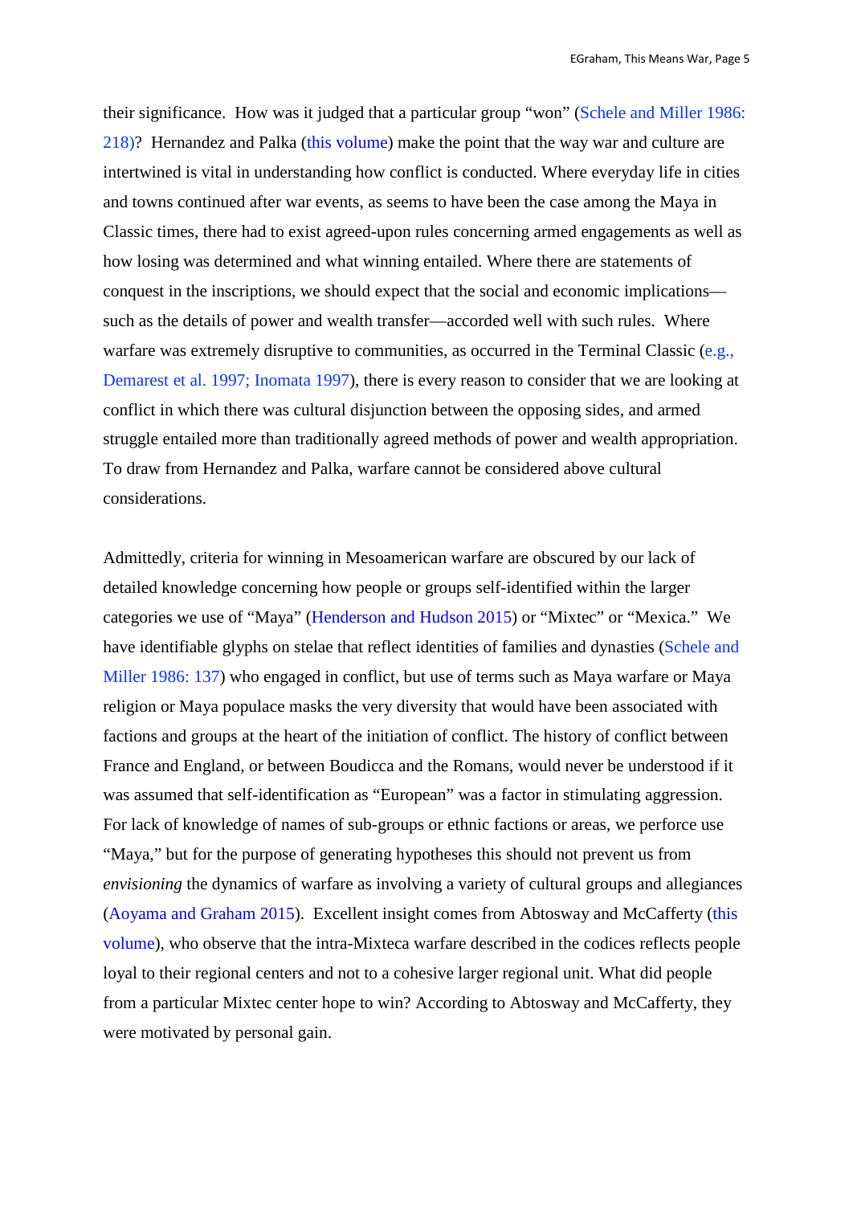their significance. How was it judged that a particular group "won" (Schele and Miller 1986: 218)? Hernandez and Palka (this volume) make the point that the way war and culture are intertwined is vital in understanding how conflict is conducted. Where everyday life in cities and towns continued after war events, as seems to have been the case among the Maya in Classic times, there had to exist agreed-upon rules concerning armed engagements as well as how losing was determined and what winning entailed. Where there are statements of conquest in the inscriptions, we should expect that the social and economic implications—such as the details of power and wealth transfer—accorded well with such rules. Where warfare was extremely disruptive to communities, as occurred in the Terminal Classic (e.g., Demarest et al. 1997; Inomata 1997), there is every reason to consider that we are looking at conflict in which there was cultural disjunction between the opposing sides, and armed struggle entailed more than traditionally agreed methods of power and wealth appropriation. To draw from Hernandez and Palka, warfare cannot be considered above cultural considerations.

Admittedly, criteria for winning in Mesoamerican warfare are obscured by our lack of detailed knowledge concerning how people or groups self-identified within the larger categories we use of "Maya" (Henderson and Hudson 2015) or "Mixtec" or "Mexica." We have identifiable glyphs on stelae that reflect identities of families and dynasties (Schele and Miller 1986: 137) who engaged in conflict, but use of terms such as Maya warfare or Maya religion or Maya populace masks the very diversity that would have been associated with factions and groups at the heart of the initiation of conflict. The history of conflict between France and England, or between Boudicca and the Romans, would never be understood if it was assumed that self-identification as "European" was a factor in stimulating aggression. For lack of knowledge of names of sub-groups or ethnic factions or areas, we perforce use "Maya," but for the purpose of generating hypotheses this should not prevent us from *envisioning* the dynamics of warfare as involving a variety of cultural groups and allegiances (Aoyama and Graham 2015). Excellent insight comes from Abtosway and McCafferty (this volume), who observe that the intra-Mixteca warfare described in the codices reflects people loyal to their regional centers and not to a cohesive larger regional unit. What did people from a particular Mixtec center hope to win? According to Abtosway and McCafferty, they were motivated by personal gain.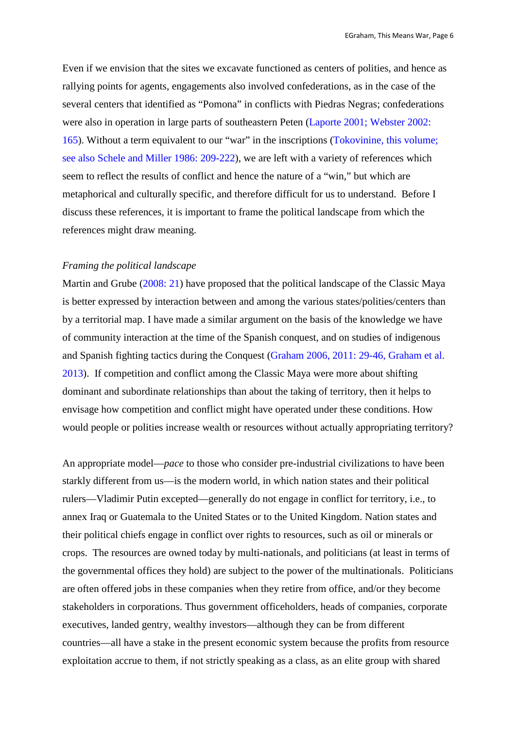Even if we envision that the sites we excavate functioned as centers of polities, and hence as rallying points for agents, engagements also involved confederations, as in the case of the several centers that identified as “Pomona” in conflicts with Piedras Negras; confederations were also in operation in large parts of southeastern Peten (Laporte 2001; Webster 2002: 165). Without a term equivalent to our “war” in the inscriptions (Tokovinine, this volume; see also Schele and Miller 1986: 209-222), we are left with a variety of references which seem to reflect the results of conflict and hence the nature of a “win,” but which are metaphorical and culturally specific, and therefore difficult for us to understand. Before I discuss these references, it is important to frame the political landscape from which the references might draw meaning.

*Framing the political landscape*

Martin and Grube (2008: 21) have proposed that the political landscape of the Classic Maya is better expressed by interaction between and among the various states/polities/centers than by a territorial map. I have made a similar argument on the basis of the knowledge we have of community interaction at the time of the Spanish conquest, and on studies of indigenous and Spanish fighting tactics during the Conquest (Graham 2006, 2011: 29-46, Graham et al. 2013). If competition and conflict among the Classic Maya were more about shifting dominant and subordinate relationships than about the taking of territory, then it helps to envisage how competition and conflict might have operated under these conditions. How would people or polities increase wealth or resources without actually appropriating territory?

An appropriate model—*pace* to those who consider pre-industrial civilizations to have been starkly different from us—is the modern world, in which nation states and their political rulers—Vladimir Putin excepted—generally do not engage in conflict for territory, i.e., to annex Iraq or Guatemala to the United States or to the United Kingdom. Nation states and their political chiefs engage in conflict over rights to resources, such as oil or minerals or crops. The resources are owned today by multi-nationals, and politicians (at least in terms of the governmental offices they hold) are subject to the power of the multinationals. Politicians are often offered jobs in these companies when they retire from office, and/or they become stakeholders in corporations. Thus government officeholders, heads of companies, corporate executives, landed gentry, wealthy investors—although they can be from different countries—all have a stake in the present economic system because the profits from resource exploitation accrue to them, if not strictly speaking as a class, as an elite group with shared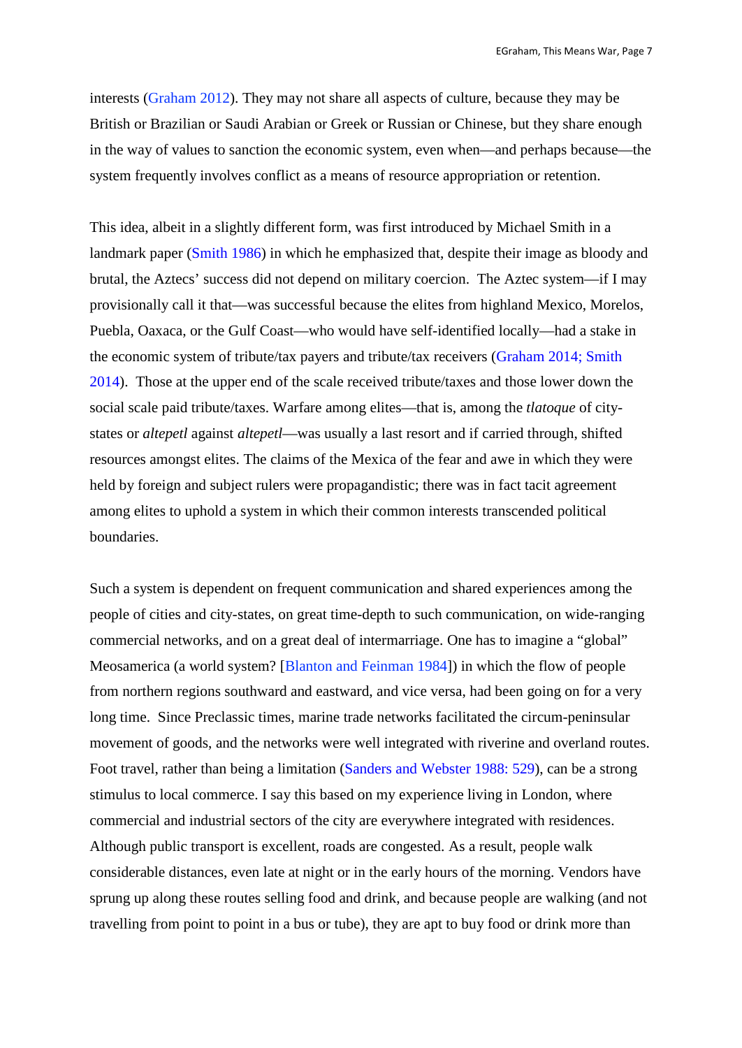interests (Graham 2012). They may not share all aspects of culture, because they may be British or Brazilian or Saudi Arabian or Greek or Russian or Chinese, but they share enough in the way of values to sanction the economic system, even when—and perhaps because—the system frequently involves conflict as a means of resource appropriation or retention.

This idea, albeit in a slightly different form, was first introduced by Michael Smith in a landmark paper (Smith 1986) in which he emphasized that, despite their image as bloody and brutal, the Aztecs' success did not depend on military coercion. The Aztec system—if I may provisionally call it that—was successful because the elites from highland Mexico, Morelos, Puebla, Oaxaca, or the Gulf Coast—who would have self-identified locally—had a stake in the economic system of tribute/tax payers and tribute/tax receivers (Graham 2014; Smith 2014). Those at the upper end of the scale received tribute/taxes and those lower down the social scale paid tribute/taxes. Warfare among elites—that is, among the *tlatoque* of city-states or *altepetl* against *altepetl*—was usually a last resort and if carried through, shifted resources amongst elites. The claims of the Mexica of the fear and awe in which they were held by foreign and subject rulers were propagandistic; there was in fact tacit agreement among elites to uphold a system in which their common interests transcended political boundaries.

Such a system is dependent on frequent communication and shared experiences among the people of cities and city-states, on great time-depth to such communication, on wide-ranging commercial networks, and on a great deal of intermarriage. One has to imagine a "global" Meosamerica (a world system? [Blanton and Feinman 1984]) in which the flow of people from northern regions southward and eastward, and vice versa, had been going on for a very long time. Since Preclassic times, marine trade networks facilitated the circum-peninsular movement of goods, and the networks were well integrated with riverine and overland routes. Foot travel, rather than being a limitation (Sanders and Webster 1988: 529), can be a strong stimulus to local commerce. I say this based on my experience living in London, where commercial and industrial sectors of the city are everywhere integrated with residences. Although public transport is excellent, roads are congested. As a result, people walk considerable distances, even late at night or in the early hours of the morning. Vendors have sprung up along these routes selling food and drink, and because people are walking (and not travelling from point to point in a bus or tube), they are apt to buy food or drink more than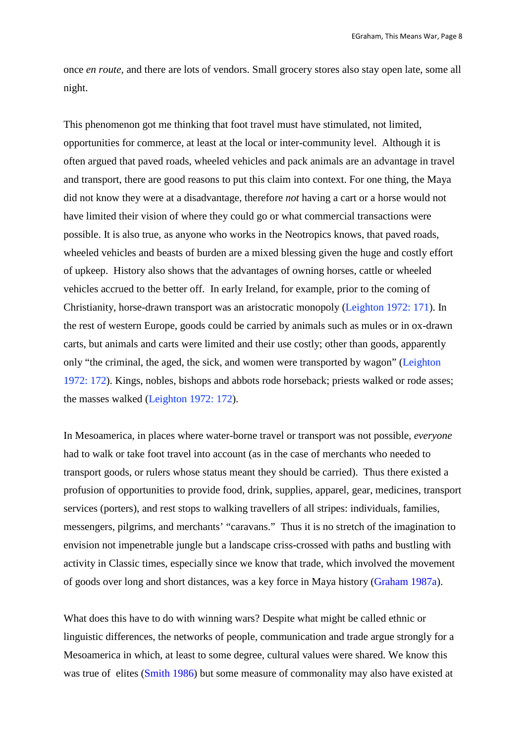once *en route*, and there are lots of vendors. Small grocery stores also stay open late, some all night.

This phenomenon got me thinking that foot travel must have stimulated, not limited, opportunities for commerce, at least at the local or inter-community level. Although it is often argued that paved roads, wheeled vehicles and pack animals are an advantage in travel and transport, there are good reasons to put this claim into context. For one thing, the Maya did not know they were at a disadvantage, therefore *not* having a cart or a horse would not have limited their vision of where they could go or what commercial transactions were possible. It is also true, as anyone who works in the Neotropics knows, that paved roads, wheeled vehicles and beasts of burden are a mixed blessing given the huge and costly effort of upkeep. History also shows that the advantages of owning horses, cattle or wheeled vehicles accrued to the better off. In early Ireland, for example, prior to the coming of Christianity, horse-drawn transport was an aristocratic monopoly (Leighton 1972: 171). In the rest of western Europe, goods could be carried by animals such as mules or in ox-drawn carts, but animals and carts were limited and their use costly; other than goods, apparently only "the criminal, the aged, the sick, and women were transported by wagon" (Leighton 1972: 172). Kings, nobles, bishops and abbots rode horseback; priests walked or rode asses; the masses walked (Leighton 1972: 172).

In Mesoamerica, in places where water-borne travel or transport was not possible, *everyone* had to walk or take foot travel into account (as in the case of merchants who needed to transport goods, or rulers whose status meant they should be carried). Thus there existed a profusion of opportunities to provide food, drink, supplies, apparel, gear, medicines, transport services (porters), and rest stops to walking travellers of all stripes: individuals, families, messengers, pilgrims, and merchants' "caravans." Thus it is no stretch of the imagination to envision not impenetrable jungle but a landscape criss-crossed with paths and bustling with activity in Classic times, especially since we know that trade, which involved the movement of goods over long and short distances, was a key force in Maya history (Graham 1987a).

What does this have to do with winning wars? Despite what might be called ethnic or linguistic differences, the networks of people, communication and trade argue strongly for a Mesoamerica in which, at least to some degree, cultural values were shared. We know this was true of elites (Smith 1986) but some measure of commonality may also have existed at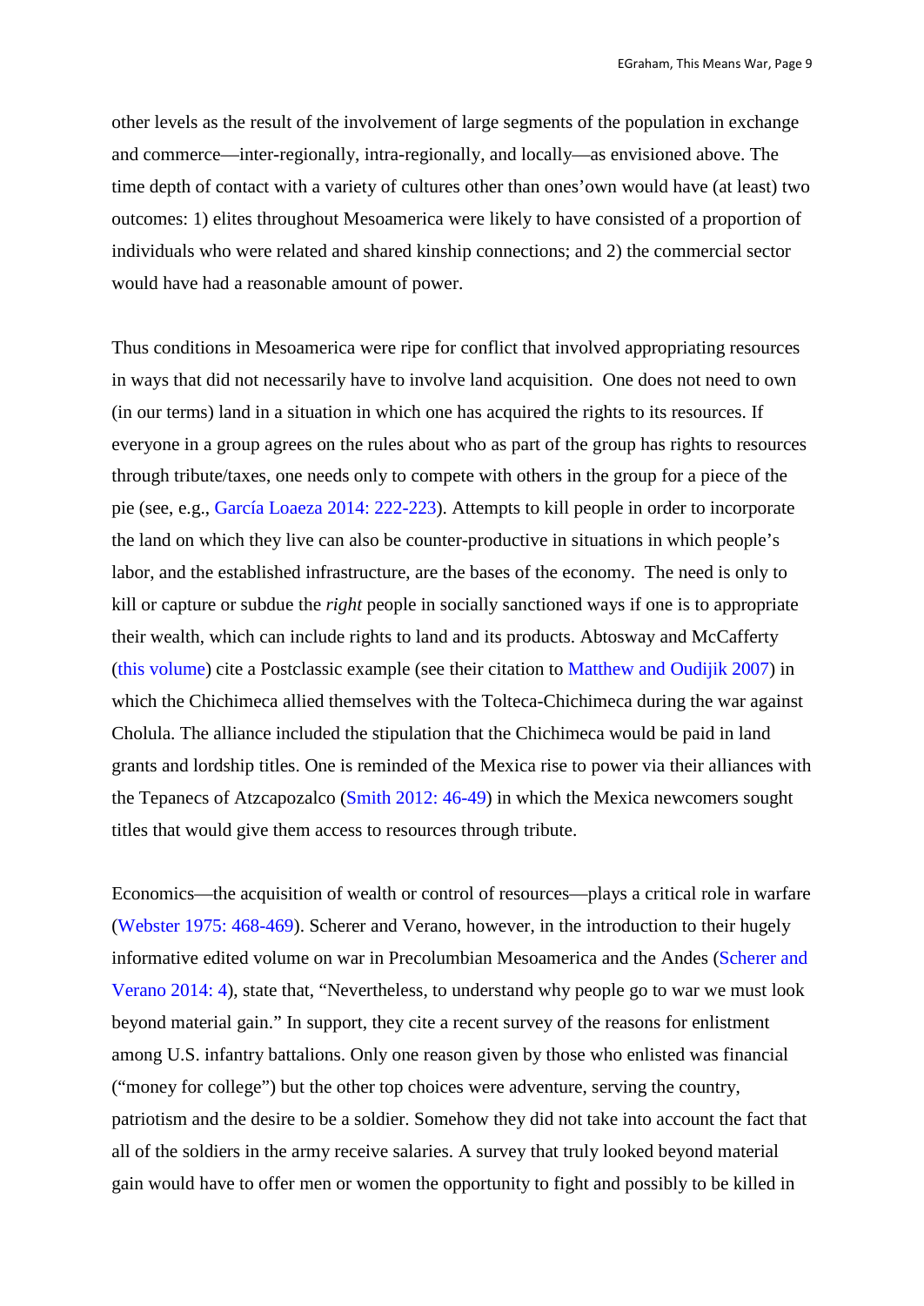other levels as the result of the involvement of large segments of the population in exchange and commerce—inter-regionally, intra-regionally, and locally—as envisioned above. The time depth of contact with a variety of cultures other than ones'own would have (at least) two outcomes: 1) elites throughout Mesoamerica were likely to have consisted of a proportion of individuals who were related and shared kinship connections; and 2) the commercial sector would have had a reasonable amount of power.

Thus conditions in Mesoamerica were ripe for conflict that involved appropriating resources in ways that did not necessarily have to involve land acquisition. One does not need to own (in our terms) land in a situation in which one has acquired the rights to its resources. If everyone in a group agrees on the rules about who as part of the group has rights to resources through tribute/taxes, one needs only to compete with others in the group for a piece of the pie (see, e.g., García Loaeza 2014: 222-223). Attempts to kill people in order to incorporate the land on which they live can also be counter-productive in situations in which people's labor, and the established infrastructure, are the bases of the economy. The need is only to kill or capture or subdue the *right* people in socially sanctioned ways if one is to appropriate their wealth, which can include rights to land and its products. Abtosway and McCafferty (this volume) cite a Postclassic example (see their citation to Matthew and Oudijik 2007) in which the Chichimeca allied themselves with the Tolteca-Chichimeca during the war against Cholula. The alliance included the stipulation that the Chichimeca would be paid in land grants and lordship titles. One is reminded of the Mexica rise to power via their alliances with the Tepanecs of Atzcapozalco (Smith 2012: 46-49) in which the Mexica newcomers sought titles that would give them access to resources through tribute.

Economics—the acquisition of wealth or control of resources—plays a critical role in warfare (Webster 1975: 468-469). Scherer and Verano, however, in the introduction to their hugely informative edited volume on war in Precolumbian Mesoamerica and the Andes (Scherer and Verano 2014: 4), state that, "Nevertheless, to understand why people go to war we must look beyond material gain." In support, they cite a recent survey of the reasons for enlistment among U.S. infantry battalions. Only one reason given by those who enlisted was financial ("money for college") but the other top choices were adventure, serving the country, patriotism and the desire to be a soldier. Somehow they did not take into account the fact that all of the soldiers in the army receive salaries. A survey that truly looked beyond material gain would have to offer men or women the opportunity to fight and possibly to be killed in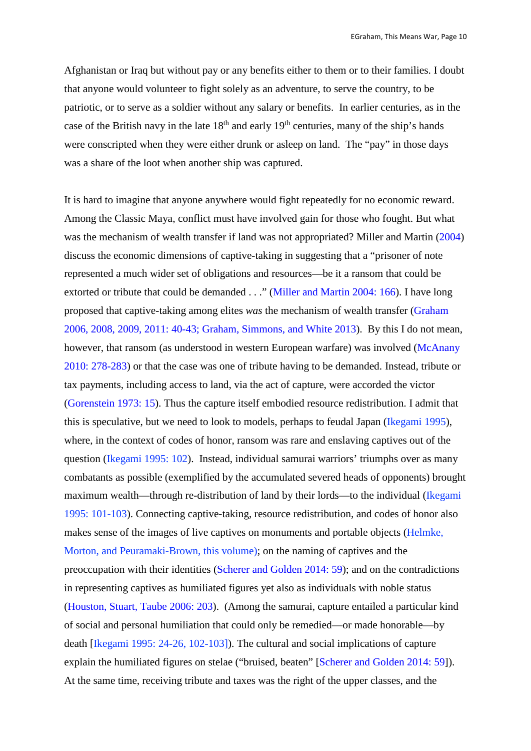Afghanistan or Iraq but without pay or any benefits either to them or to their families. I doubt that anyone would volunteer to fight solely as an adventure, to serve the country, to be patriotic, or to serve as a soldier without any salary or benefits. In earlier centuries, as in the case of the British navy in the late 18th and early 19th centuries, many of the ship's hands were conscripted when they were either drunk or asleep on land. The "pay" in those days was a share of the loot when another ship was captured.

It is hard to imagine that anyone anywhere would fight repeatedly for no economic reward. Among the Classic Maya, conflict must have involved gain for those who fought. But what was the mechanism of wealth transfer if land was not appropriated? Miller and Martin (2004) discuss the economic dimensions of captive-taking in suggesting that a "prisoner of note represented a much wider set of obligations and resources—be it a ransom that could be extorted or tribute that could be demanded . . ." (Miller and Martin 2004: 166). I have long proposed that captive-taking among elites *was* the mechanism of wealth transfer (Graham 2006, 2008, 2009, 2011: 40-43; Graham, Simmons, and White 2013). By this I do not mean, however, that ransom (as understood in western European warfare) was involved (McAnany 2010: 278-283) or that the case was one of tribute having to be demanded. Instead, tribute or tax payments, including access to land, via the act of capture, were accorded the victor (Gorenstein 1973: 15). Thus the capture itself embodied resource redistribution. I admit that this is speculative, but we need to look to models, perhaps to feudal Japan (Ikegami 1995), where, in the context of codes of honor, ransom was rare and enslaving captives out of the question (Ikegami 1995: 102). Instead, individual samurai warriors' triumphs over as many combatants as possible (exemplified by the accumulated severed heads of opponents) brought maximum wealth—through re-distribution of land by their lords—to the individual (Ikegami 1995: 101-103). Connecting captive-taking, resource redistribution, and codes of honor also makes sense of the images of live captives on monuments and portable objects (Helmke, Morton, and Peuramaki-Brown, this volume); on the naming of captives and the preoccupation with their identities (Scherer and Golden 2014: 59); and on the contradictions in representing captives as humiliated figures yet also as individuals with noble status (Houston, Stuart, Taube 2006: 203). (Among the samurai, capture entailed a particular kind of social and personal humiliation that could only be remedied—or made honorable—by death [Ikegami 1995: 24-26, 102-103]). The cultural and social implications of capture explain the humiliated figures on stelae ("bruised, beaten" [Scherer and Golden 2014: 59]). At the same time, receiving tribute and taxes was the right of the upper classes, and the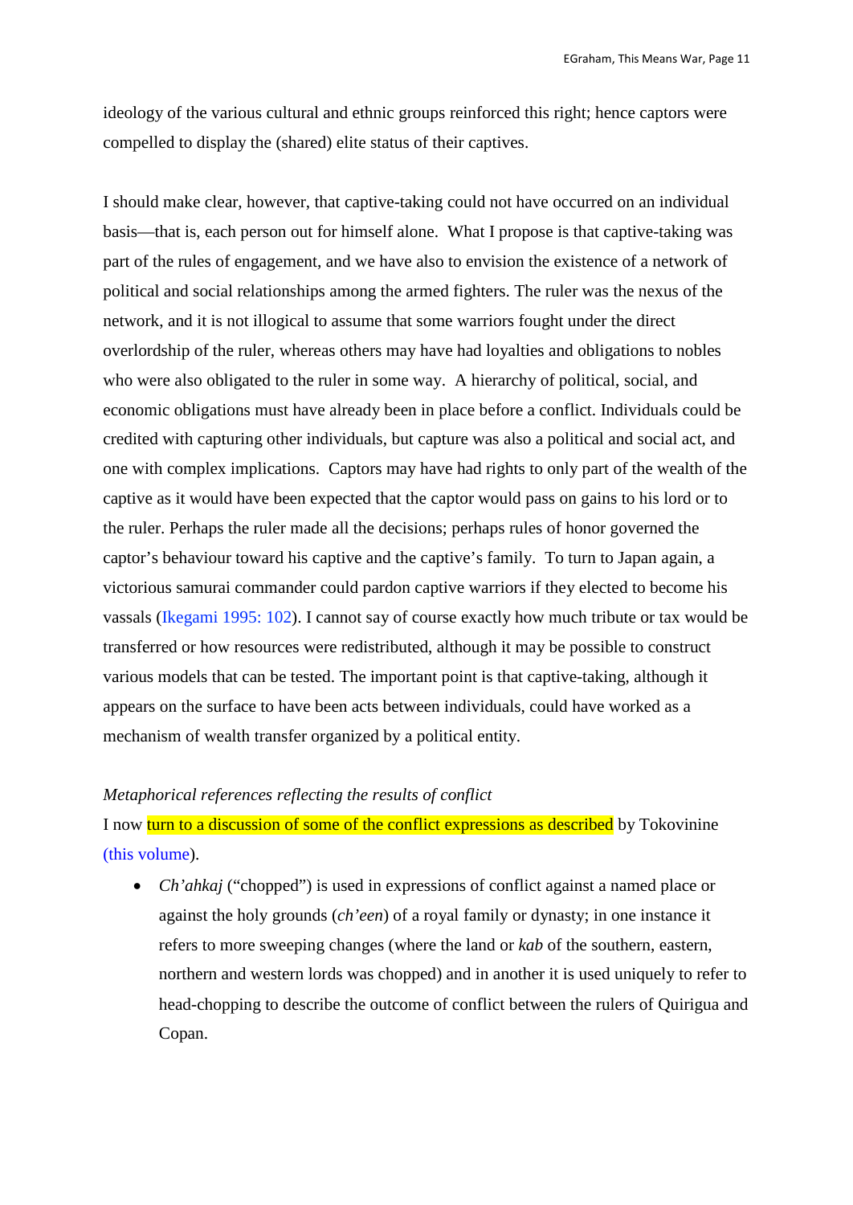ideology of the various cultural and ethnic groups reinforced this right; hence captors were compelled to display the (shared) elite status of their captives.

I should make clear, however, that captive-taking could not have occurred on an individual basis—that is, each person out for himself alone. What I propose is that captive-taking was part of the rules of engagement, and we have also to envision the existence of a network of political and social relationships among the armed fighters. The ruler was the nexus of the network, and it is not illogical to assume that some warriors fought under the direct overlordship of the ruler, whereas others may have had loyalties and obligations to nobles who were also obligated to the ruler in some way. A hierarchy of political, social, and economic obligations must have already been in place before a conflict. Individuals could be credited with capturing other individuals, but capture was also a political and social act, and one with complex implications. Captors may have had rights to only part of the wealth of the captive as it would have been expected that the captor would pass on gains to his lord or to the ruler. Perhaps the ruler made all the decisions; perhaps rules of honor governed the captor's behaviour toward his captive and the captive's family. To turn to Japan again, a victorious samurai commander could pardon captive warriors if they elected to become his vassals (Ikegami 1995: 102). I cannot say of course exactly how much tribute or tax would be transferred or how resources were redistributed, although it may be possible to construct various models that can be tested. The important point is that captive-taking, although it appears on the surface to have been acts between individuals, could have worked as a mechanism of wealth transfer organized by a political entity.

*Metaphorical references reflecting the results of conflict*

I now turn to a discussion of some of the conflict expressions as described by Tokovinine (this volume).

- *Ch'ahkaj* ("chopped") is used in expressions of conflict against a named place or against the holy grounds (*ch'een*) of a royal family or dynasty; in one instance it refers to more sweeping changes (where the land or *kab* of the southern, eastern, northern and western lords was chopped) and in another it is used uniquely to refer to head-chopping to describe the outcome of conflict between the rulers of Quirigua and Copan.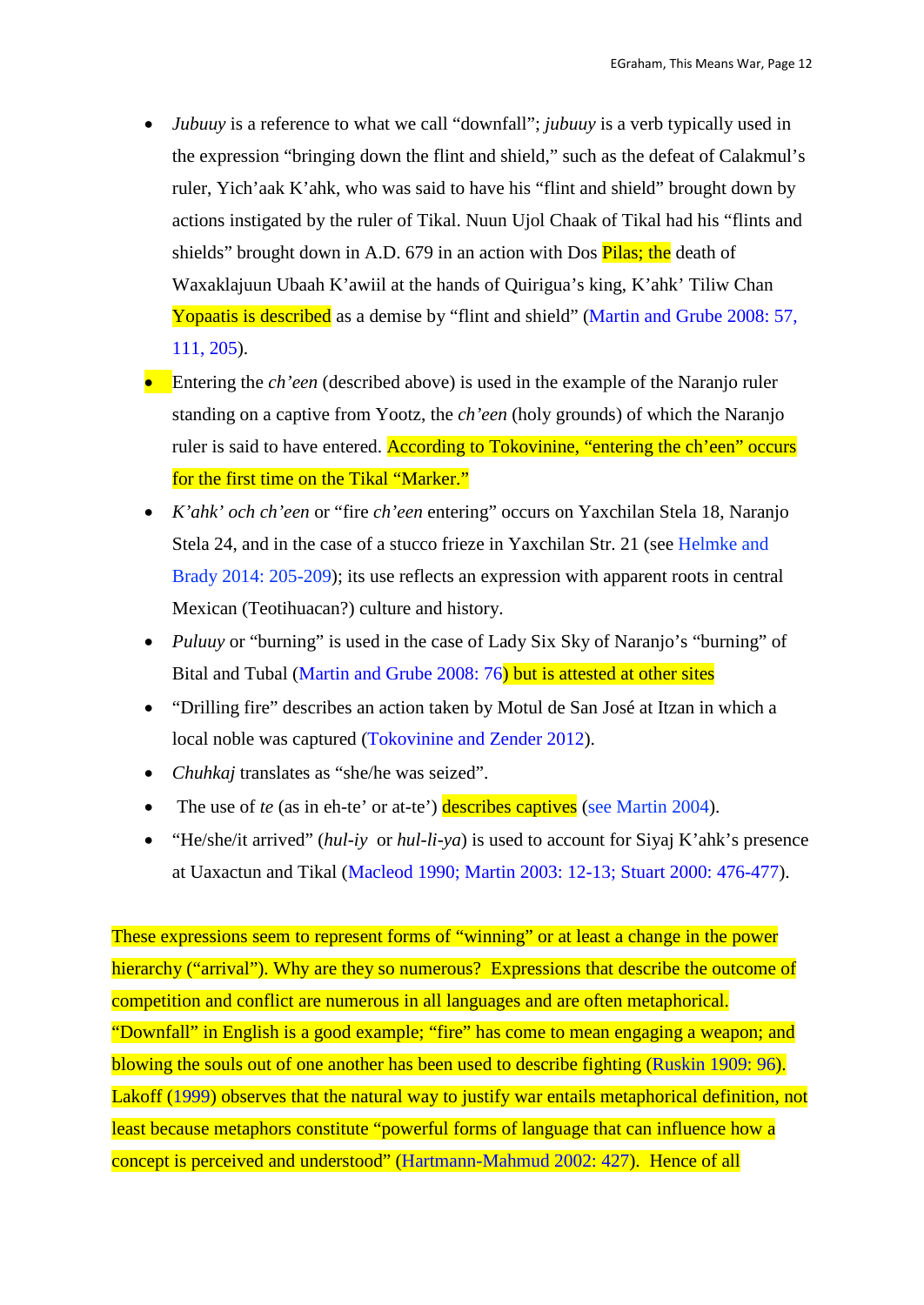- *Jubuuy* is a reference to what we call "downfall"; *jubuuy* is a verb typically used in the expression "bringing down the flint and shield," such as the defeat of Calakmul's ruler, Yich'aak K'ahk, who was said to have his "flint and shield" brought down by actions instigated by the ruler of Tikal. Nuun Ujol Chaak of Tikal had his "flints and shields" brought down in A.D. 679 in an action with Dos Pilas; the death of Waxaklajuun Ubaah K'awiil at the hands of Quirigua's king, K'ahk' Tiliw Chan Yopaatis is described as a demise by "flint and shield" (Martin and Grube 2008: 57, 111, 205).
- Entering the *ch'een* (described above) is used in the example of the Naranjo ruler standing on a captive from Yootz, the *ch'een* (holy grounds) of which the Naranjo ruler is said to have entered. According to Tokovinine, "entering the ch'een" occurs for the first time on the Tikal "Marker."
- *K'ahk' och ch'een* or "fire *ch'een* entering" occurs on Yaxchilan Stela 18, Naranjo Stela 24, and in the case of a stucco frieze in Yaxchilan Str. 21 (see Helmke and Brady 2014: 205-209); its use reflects an expression with apparent roots in central Mexican (Teotihuacan?) culture and history.
- *Puluuy* or "burning" is used in the case of Lady Six Sky of Naranjo's "burning" of Bital and Tubal (Martin and Grube 2008: 76) but is attested at other sites
- "Drilling fire" describes an action taken by Motul de San José at Itzan in which a local noble was captured (Tokovinine and Zender 2012).
- *Chuhkaj* translates as "she/he was seized".
- The use of *te* (as in eh-te' or at-te') describes captives (see Martin 2004).
- "He/she/it arrived" (*hul-iy* or *hul-li-ya*) is used to account for Siyaj K'ahk's presence at Uaxactun and Tikal (Macleod 1990; Martin 2003: 12-13; Stuart 2000: 476-477).

These expressions seem to represent forms of "winning" or at least a change in the power hierarchy ("arrival"). Why are they so numerous? Expressions that describe the outcome of competition and conflict are numerous in all languages and are often metaphorical. "Downfall" in English is a good example; "fire" has come to mean engaging a weapon; and blowing the souls out of one another has been used to describe fighting (Ruskin 1909: 96). Lakoff (1999) observes that the natural way to justify war entails metaphorical definition, not least because metaphors constitute "powerful forms of language that can influence how a concept is perceived and understood" (Hartmann-Mahmud 2002: 427). Hence of all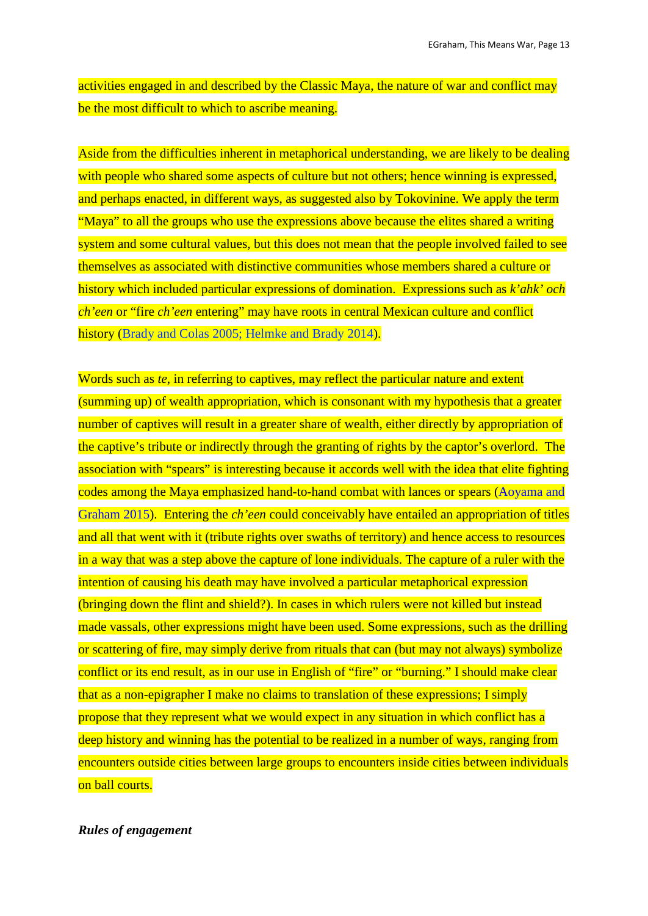activities engaged in and described by the Classic Maya, the nature of war and conflict may be the most difficult to which to ascribe meaning.

Aside from the difficulties inherent in metaphorical understanding, we are likely to be dealing with people who shared some aspects of culture but not others; hence winning is expressed, and perhaps enacted, in different ways, as suggested also by Tokovinine. We apply the term "Maya" to all the groups who use the expressions above because the elites shared a writing system and some cultural values, but this does not mean that the people involved failed to see themselves as associated with distinctive communities whose members shared a culture or history which included particular expressions of domination. Expressions such as *k'ahk' och ch'een* or "fire *ch'een* entering" may have roots in central Mexican culture and conflict history (Brady and Colas 2005; Helmke and Brady 2014).

Words such as *te*, in referring to captives, may reflect the particular nature and extent (summing up) of wealth appropriation, which is consonant with my hypothesis that a greater number of captives will result in a greater share of wealth, either directly by appropriation of the captive's tribute or indirectly through the granting of rights by the captor's overlord. The association with "spears" is interesting because it accords well with the idea that elite fighting codes among the Maya emphasized hand-to-hand combat with lances or spears (Aoyama and Graham 2015). Entering the *ch'een* could conceivably have entailed an appropriation of titles and all that went with it (tribute rights over swaths of territory) and hence access to resources in a way that was a step above the capture of lone individuals. The capture of a ruler with the intention of causing his death may have involved a particular metaphorical expression (bringing down the flint and shield?). In cases in which rulers were not killed but instead made vassals, other expressions might have been used. Some expressions, such as the drilling or scattering of fire, may simply derive from rituals that can (but may not always) symbolize conflict or its end result, as in our use in English of "fire" or "burning." I should make clear that as a non-epigrapher I make no claims to translation of these expressions; I simply propose that they represent what we would expect in any situation in which conflict has a deep history and winning has the potential to be realized in a number of ways, ranging from encounters outside cities between large groups to encounters inside cities between individuals on ball courts.

***Rules of engagement***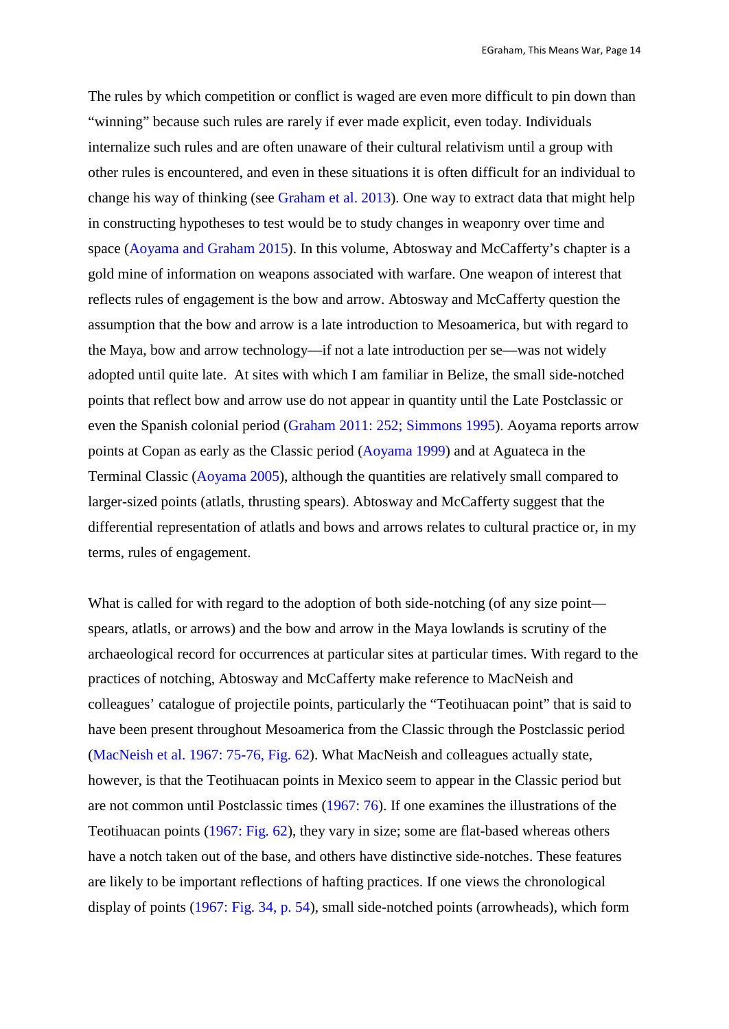The rules by which competition or conflict is waged are even more difficult to pin down than "winning" because such rules are rarely if ever made explicit, even today. Individuals internalize such rules and are often unaware of their cultural relativism until a group with other rules is encountered, and even in these situations it is often difficult for an individual to change his way of thinking (see Graham et al. 2013). One way to extract data that might help in constructing hypotheses to test would be to study changes in weaponry over time and space (Aoyama and Graham 2015). In this volume, Abtosway and McCafferty's chapter is a gold mine of information on weapons associated with warfare. One weapon of interest that reflects rules of engagement is the bow and arrow. Abtosway and McCafferty question the assumption that the bow and arrow is a late introduction to Mesoamerica, but with regard to the Maya, bow and arrow technology—if not a late introduction per se—was not widely adopted until quite late. At sites with which I am familiar in Belize, the small side-notched points that reflect bow and arrow use do not appear in quantity until the Late Postclassic or even the Spanish colonial period (Graham 2011: 252; Simmons 1995). Aoyama reports arrow points at Copan as early as the Classic period (Aoyama 1999) and at Aguateca in the Terminal Classic (Aoyama 2005), although the quantities are relatively small compared to larger-sized points (atlatls, thrusting spears). Abtosway and McCafferty suggest that the differential representation of atlatls and bows and arrows relates to cultural practice or, in my terms, rules of engagement.

What is called for with regard to the adoption of both side-notching (of any size point—spears, atlatls, or arrows) and the bow and arrow in the Maya lowlands is scrutiny of the archaeological record for occurrences at particular sites at particular times. With regard to the practices of notching, Abtosway and McCafferty make reference to MacNeish and colleagues' catalogue of projectile points, particularly the "Teotihuacan point" that is said to have been present throughout Mesoamerica from the Classic through the Postclassic period (MacNeish et al. 1967: 75-76, Fig. 62). What MacNeish and colleagues actually state, however, is that the Teotihuacan points in Mexico seem to appear in the Classic period but are not common until Postclassic times (1967: 76). If one examines the illustrations of the Teotihuacan points (1967: Fig. 62), they vary in size; some are flat-based whereas others have a notch taken out of the base, and others have distinctive side-notches. These features are likely to be important reflections of hafting practices. If one views the chronological display of points (1967: Fig. 34, p. 54), small side-notched points (arrowheads), which form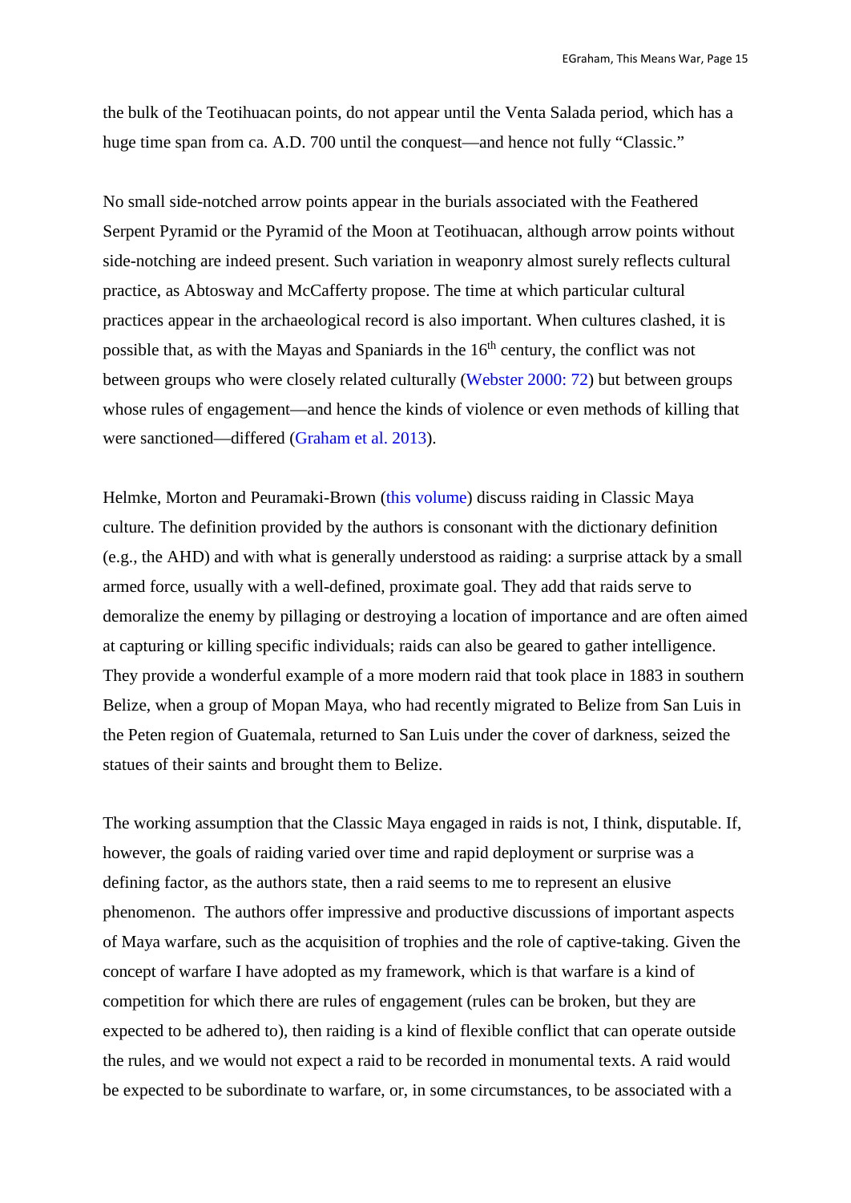the bulk of the Teotihuacan points, do not appear until the Venta Salada period, which has a huge time span from ca. A.D. 700 until the conquest—and hence not fully "Classic."

No small side-notched arrow points appear in the burials associated with the Feathered Serpent Pyramid or the Pyramid of the Moon at Teotihuacan, although arrow points without side-notching are indeed present. Such variation in weaponry almost surely reflects cultural practice, as Abtosway and McCafferty propose. The time at which particular cultural practices appear in the archaeological record is also important. When cultures clashed, it is possible that, as with the Mayas and Spaniards in the 16th century, the conflict was not between groups who were closely related culturally (Webster 2000: 72) but between groups whose rules of engagement—and hence the kinds of violence or even methods of killing that were sanctioned—differed (Graham et al. 2013).

Helmke, Morton and Peuramaki-Brown (this volume) discuss raiding in Classic Maya culture. The definition provided by the authors is consonant with the dictionary definition (e.g., the AHD) and with what is generally understood as raiding: a surprise attack by a small armed force, usually with a well-defined, proximate goal. They add that raids serve to demoralize the enemy by pillaging or destroying a location of importance and are often aimed at capturing or killing specific individuals; raids can also be geared to gather intelligence. They provide a wonderful example of a more modern raid that took place in 1883 in southern Belize, when a group of Mopan Maya, who had recently migrated to Belize from San Luis in the Peten region of Guatemala, returned to San Luis under the cover of darkness, seized the statues of their saints and brought them to Belize.

The working assumption that the Classic Maya engaged in raids is not, I think, disputable. If, however, the goals of raiding varied over time and rapid deployment or surprise was a defining factor, as the authors state, then a raid seems to me to represent an elusive phenomenon. The authors offer impressive and productive discussions of important aspects of Maya warfare, such as the acquisition of trophies and the role of captive-taking. Given the concept of warfare I have adopted as my framework, which is that warfare is a kind of competition for which there are rules of engagement (rules can be broken, but they are expected to be adhered to), then raiding is a kind of flexible conflict that can operate outside the rules, and we would not expect a raid to be recorded in monumental texts. A raid would be expected to be subordinate to warfare, or, in some circumstances, to be associated with a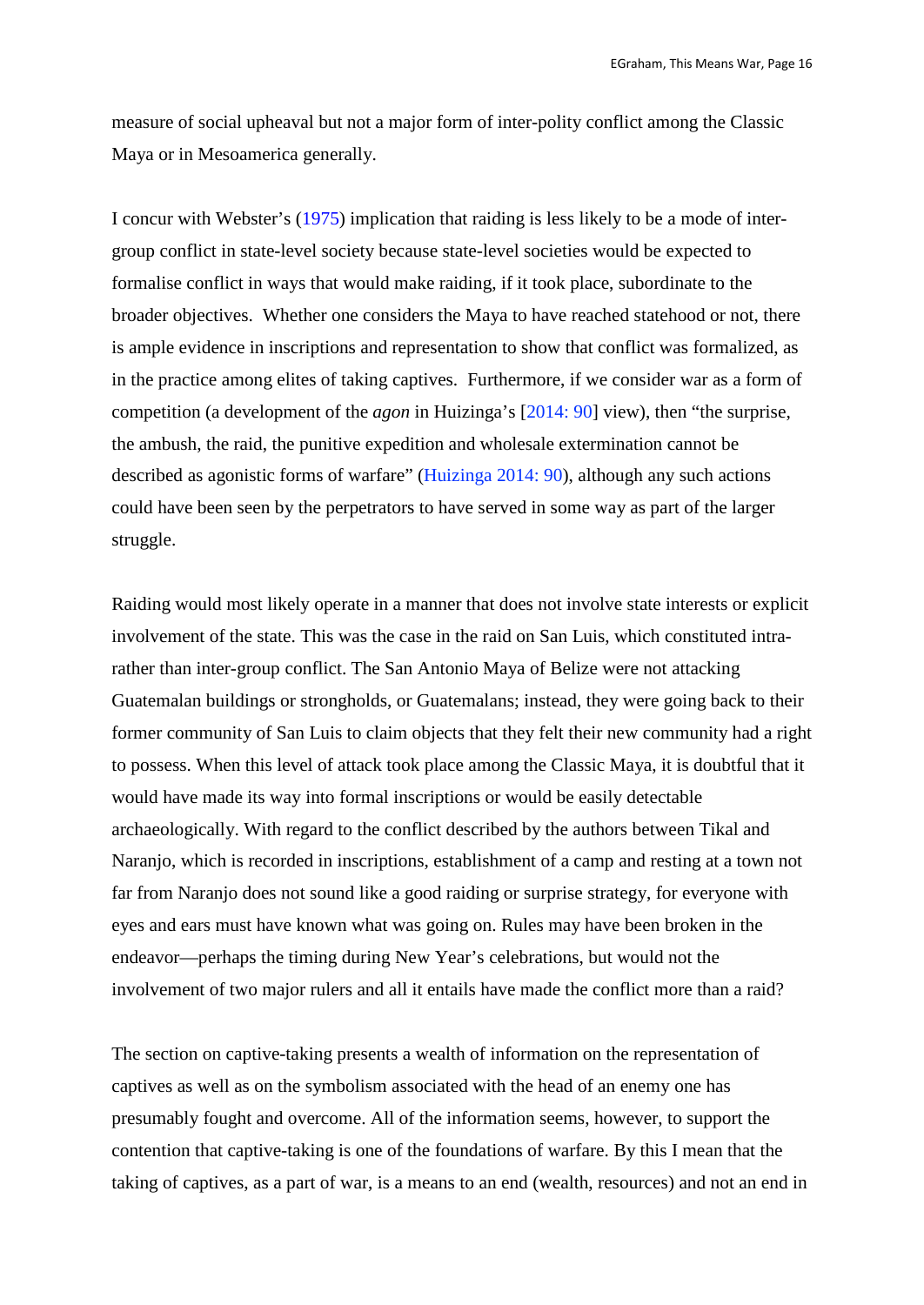measure of social upheaval but not a major form of inter-polity conflict among the Classic Maya or in Mesoamerica generally.

I concur with Webster's (1975) implication that raiding is less likely to be a mode of inter-group conflict in state-level society because state-level societies would be expected to formalise conflict in ways that would make raiding, if it took place, subordinate to the broader objectives. Whether one considers the Maya to have reached statehood or not, there is ample evidence in inscriptions and representation to show that conflict was formalized, as in the practice among elites of taking captives. Furthermore, if we consider war as a form of competition (a development of the *agon* in Huizinga's [2014: 90] view), then "the surprise, the ambush, the raid, the punitive expedition and wholesale extermination cannot be described as agonistic forms of warfare" (Huizinga 2014: 90), although any such actions could have been seen by the perpetrators to have served in some way as part of the larger struggle.

Raiding would most likely operate in a manner that does not involve state interests or explicit involvement of the state. This was the case in the raid on San Luis, which constituted intra- rather than inter-group conflict. The San Antonio Maya of Belize were not attacking Guatemalan buildings or strongholds, or Guatemalans; instead, they were going back to their former community of San Luis to claim objects that they felt their new community had a right to possess. When this level of attack took place among the Classic Maya, it is doubtful that it would have made its way into formal inscriptions or would be easily detectable archaeologically. With regard to the conflict described by the authors between Tikal and Naranjo, which is recorded in inscriptions, establishment of a camp and resting at a town not far from Naranjo does not sound like a good raiding or surprise strategy, for everyone with eyes and ears must have known what was going on. Rules may have been broken in the endeavor—perhaps the timing during New Year's celebrations, but would not the involvement of two major rulers and all it entails have made the conflict more than a raid?

The section on captive-taking presents a wealth of information on the representation of captives as well as on the symbolism associated with the head of an enemy one has presumably fought and overcome. All of the information seems, however, to support the contention that captive-taking is one of the foundations of warfare. By this I mean that the taking of captives, as a part of war, is a means to an end (wealth, resources) and not an end in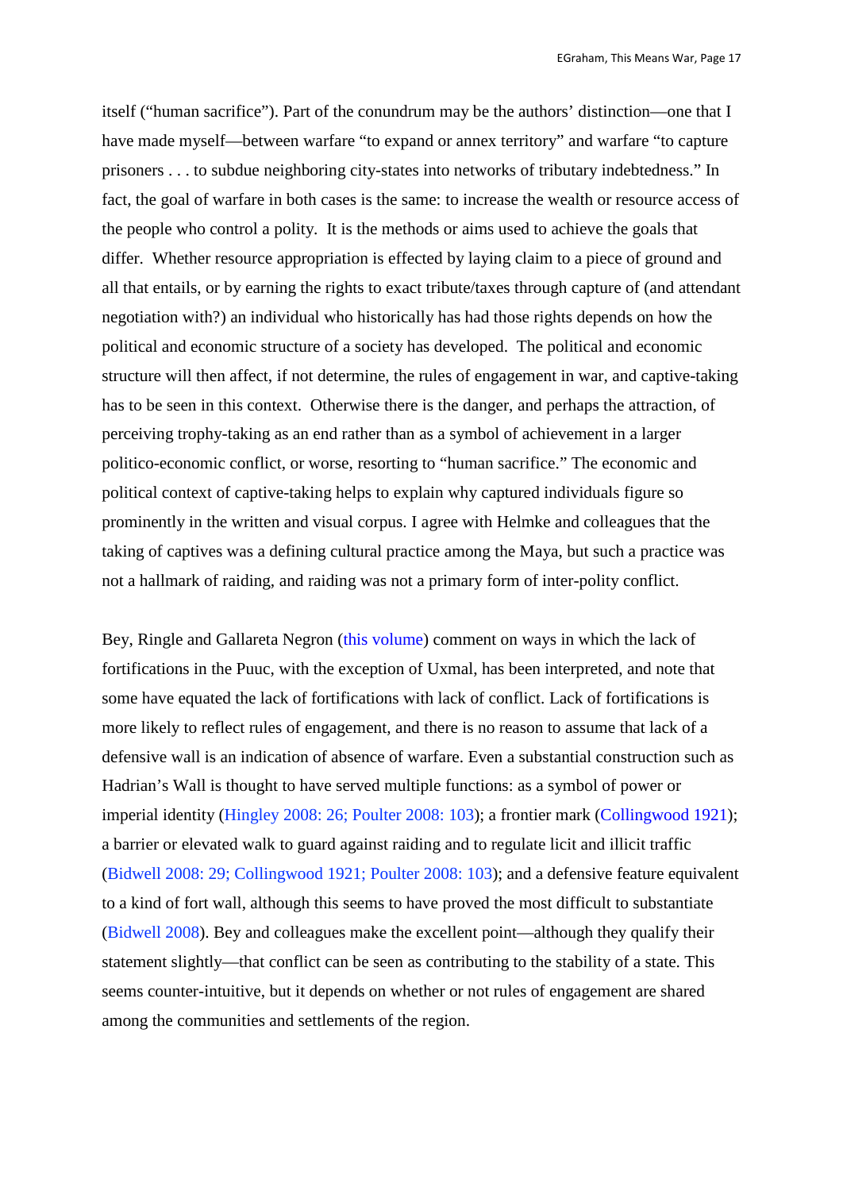itself ("human sacrifice"). Part of the conundrum may be the authors' distinction—one that I have made myself—between warfare "to expand or annex territory" and warfare "to capture prisoners . . . to subdue neighboring city-states into networks of tributary indebtedness." In fact, the goal of warfare in both cases is the same: to increase the wealth or resource access of the people who control a polity. It is the methods or aims used to achieve the goals that differ. Whether resource appropriation is effected by laying claim to a piece of ground and all that entails, or by earning the rights to exact tribute/taxes through capture of (and attendant negotiation with?) an individual who historically has had those rights depends on how the political and economic structure of a society has developed. The political and economic structure will then affect, if not determine, the rules of engagement in war, and captive-taking has to be seen in this context. Otherwise there is the danger, and perhaps the attraction, of perceiving trophy-taking as an end rather than as a symbol of achievement in a larger politico-economic conflict, or worse, resorting to "human sacrifice." The economic and political context of captive-taking helps to explain why captured individuals figure so prominently in the written and visual corpus. I agree with Helmke and colleagues that the taking of captives was a defining cultural practice among the Maya, but such a practice was not a hallmark of raiding, and raiding was not a primary form of inter-polity conflict.

Bey, Ringle and Gallareta Negron (this volume) comment on ways in which the lack of fortifications in the Puuc, with the exception of Uxmal, has been interpreted, and note that some have equated the lack of fortifications with lack of conflict. Lack of fortifications is more likely to reflect rules of engagement, and there is no reason to assume that lack of a defensive wall is an indication of absence of warfare. Even a substantial construction such as Hadrian's Wall is thought to have served multiple functions: as a symbol of power or imperial identity (Hingley 2008: 26; Poulter 2008: 103); a frontier mark (Collingwood 1921); a barrier or elevated walk to guard against raiding and to regulate licit and illicit traffic (Bidwell 2008: 29; Collingwood 1921; Poulter 2008: 103); and a defensive feature equivalent to a kind of fort wall, although this seems to have proved the most difficult to substantiate (Bidwell 2008). Bey and colleagues make the excellent point—although they qualify their statement slightly—that conflict can be seen as contributing to the stability of a state. This seems counter-intuitive, but it depends on whether or not rules of engagement are shared among the communities and settlements of the region.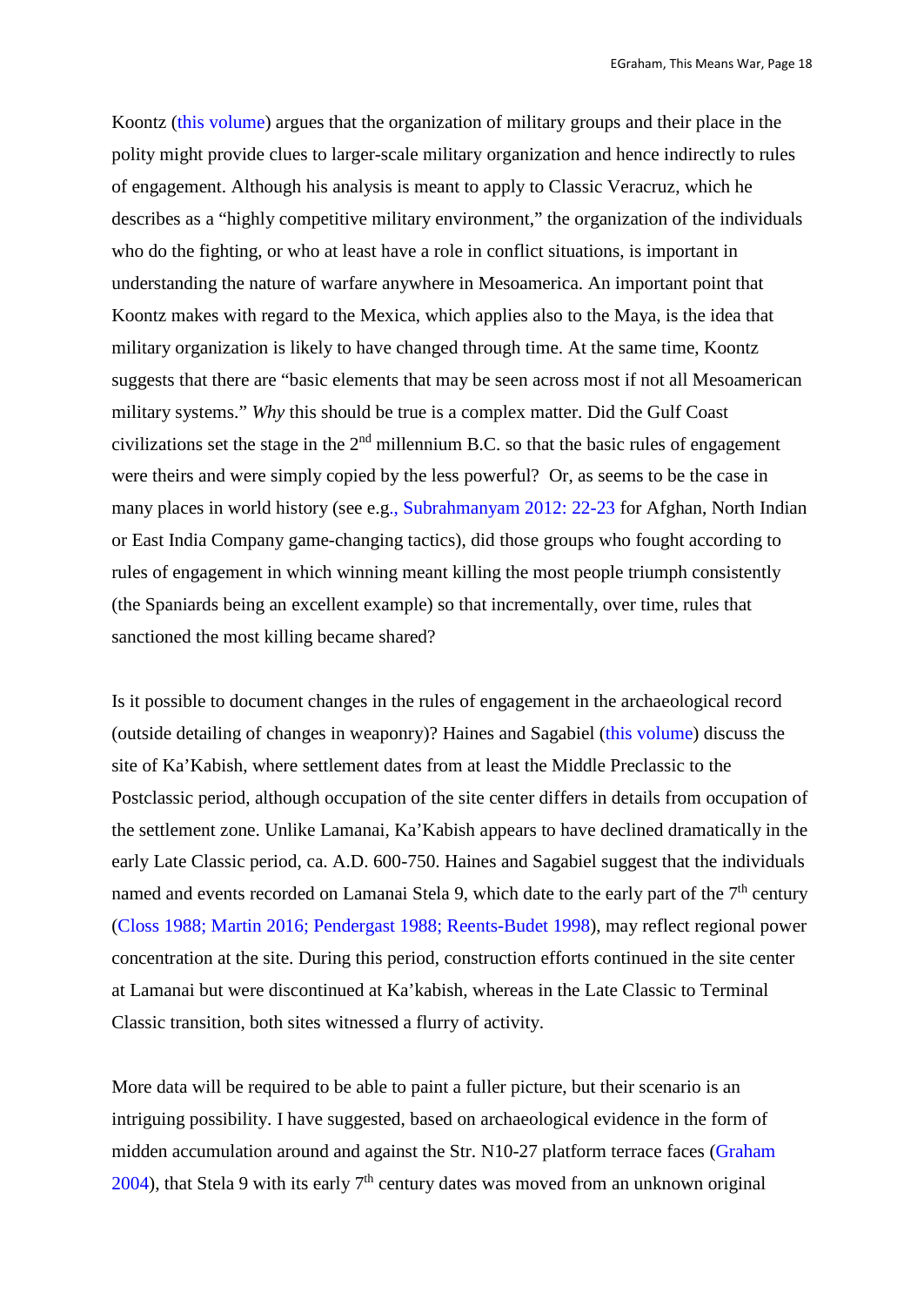Koontz (this volume) argues that the organization of military groups and their place in the polity might provide clues to larger-scale military organization and hence indirectly to rules of engagement. Although his analysis is meant to apply to Classic Veracruz, which he describes as a "highly competitive military environment," the organization of the individuals who do the fighting, or who at least have a role in conflict situations, is important in understanding the nature of warfare anywhere in Mesoamerica. An important point that Koontz makes with regard to the Mexica, which applies also to the Maya, is the idea that military organization is likely to have changed through time. At the same time, Koontz suggests that there are "basic elements that may be seen across most if not all Mesoamerican military systems." *Why* this should be true is a complex matter. Did the Gulf Coast civilizations set the stage in the 2nd millennium B.C. so that the basic rules of engagement were theirs and were simply copied by the less powerful? Or, as seems to be the case in many places in world history (see e.g., Subrahmanyam 2012: 22-23 for Afghan, North Indian or East India Company game-changing tactics), did those groups who fought according to rules of engagement in which winning meant killing the most people triumph consistently (the Spaniards being an excellent example) so that incrementally, over time, rules that sanctioned the most killing became shared?

Is it possible to document changes in the rules of engagement in the archaeological record (outside detailing of changes in weaponry)? Haines and Sagabiel (this volume) discuss the site of Ka'Kabish, where settlement dates from at least the Middle Preclassic to the Postclassic period, although occupation of the site center differs in details from occupation of the settlement zone. Unlike Lamanai, Ka'Kabish appears to have declined dramatically in the early Late Classic period, ca. A.D. 600-750. Haines and Sagabiel suggest that the individuals named and events recorded on Lamanai Stela 9, which date to the early part of the 7th century (Closs 1988; Martin 2016; Pendergast 1988; Reents-Budet 1998), may reflect regional power concentration at the site. During this period, construction efforts continued in the site center at Lamanai but were discontinued at Ka'kabish, whereas in the Late Classic to Terminal Classic transition, both sites witnessed a flurry of activity.

More data will be required to be able to paint a fuller picture, but their scenario is an intriguing possibility. I have suggested, based on archaeological evidence in the form of midden accumulation around and against the Str. N10-27 platform terrace faces (Graham 2004), that Stela 9 with its early 7th century dates was moved from an unknown original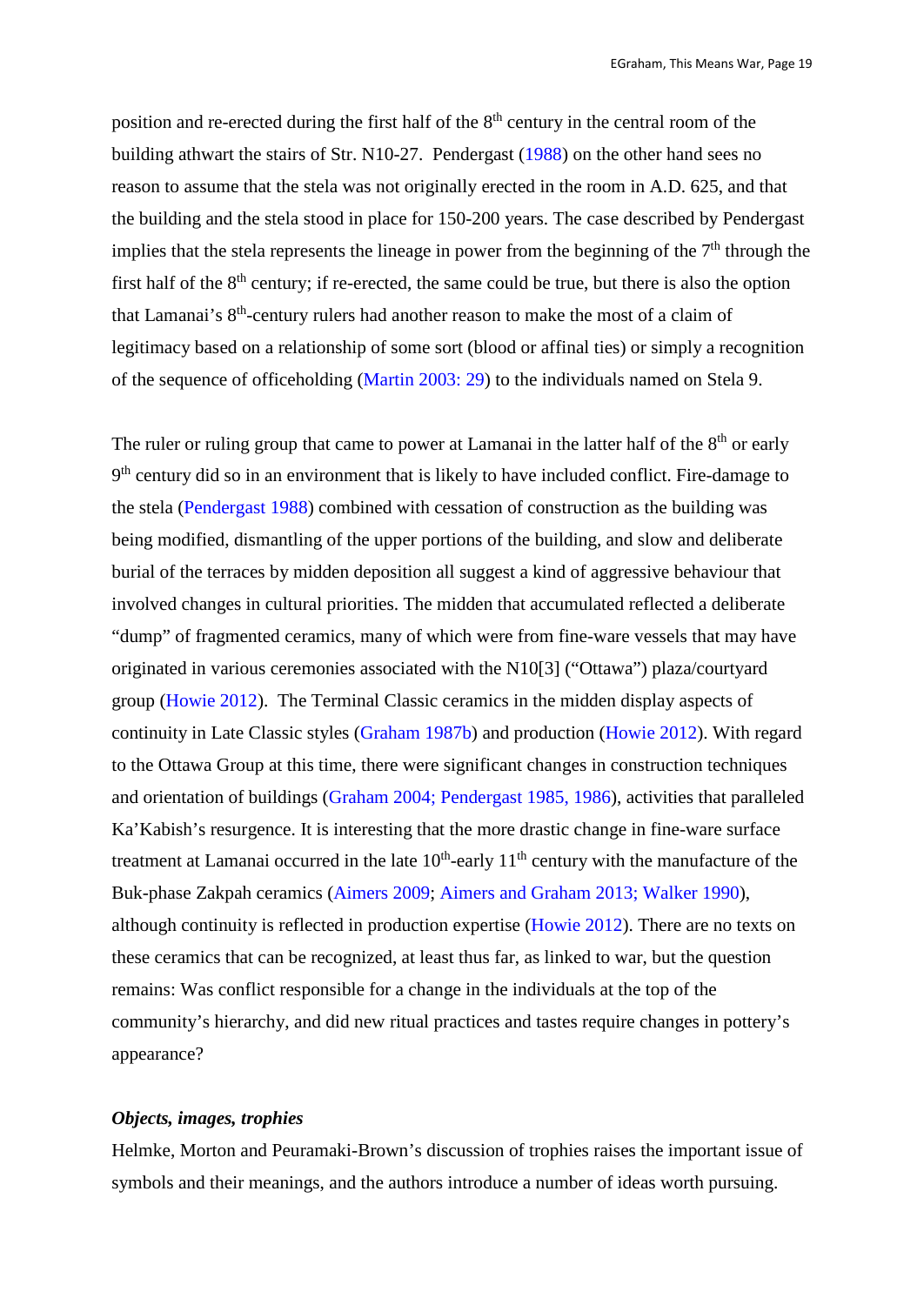position and re-erected during the first half of the 8th century in the central room of the building athwart the stairs of Str. N10-27. Pendergast (1988) on the other hand sees no reason to assume that the stela was not originally erected in the room in A.D. 625, and that the building and the stela stood in place for 150-200 years. The case described by Pendergast implies that the stela represents the lineage in power from the beginning of the 7th through the first half of the 8th century; if re-erected, the same could be true, but there is also the option that Lamanai's 8th-century rulers had another reason to make the most of a claim of legitimacy based on a relationship of some sort (blood or affinal ties) or simply a recognition of the sequence of officeholding (Martin 2003: 29) to the individuals named on Stela 9.

The ruler or ruling group that came to power at Lamanai in the latter half of the 8th or early 9th century did so in an environment that is likely to have included conflict. Fire-damage to the stela (Pendergast 1988) combined with cessation of construction as the building was being modified, dismantling of the upper portions of the building, and slow and deliberate burial of the terraces by midden deposition all suggest a kind of aggressive behaviour that involved changes in cultural priorities. The midden that accumulated reflected a deliberate "dump" of fragmented ceramics, many of which were from fine-ware vessels that may have originated in various ceremonies associated with the N10[3] ("Ottawa") plaza/courtyard group (Howie 2012). The Terminal Classic ceramics in the midden display aspects of continuity in Late Classic styles (Graham 1987b) and production (Howie 2012). With regard to the Ottawa Group at this time, there were significant changes in construction techniques and orientation of buildings (Graham 2004; Pendergast 1985, 1986), activities that paralleled Ka'Kabish's resurgence. It is interesting that the more drastic change in fine-ware surface treatment at Lamanai occurred in the late 10th-early 11th century with the manufacture of the Buk-phase Zakpah ceramics (Aimers 2009; Aimers and Graham 2013; Walker 1990), although continuity is reflected in production expertise (Howie 2012). There are no texts on these ceramics that can be recognized, at least thus far, as linked to war, but the question remains: Was conflict responsible for a change in the individuals at the top of the community's hierarchy, and did new ritual practices and tastes require changes in pottery's appearance?

### ***Objects, images, trophies***

Helmke, Morton and Peuramaki-Brown's discussion of trophies raises the important issue of symbols and their meanings, and the authors introduce a number of ideas worth pursuing.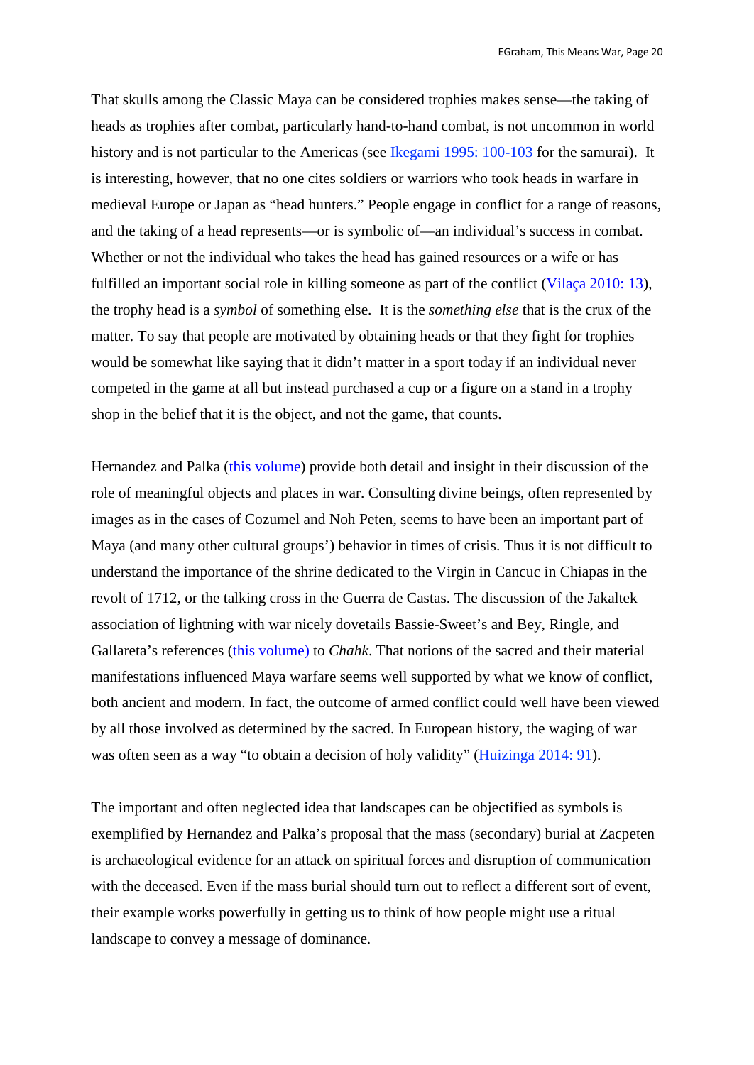That skulls among the Classic Maya can be considered trophies makes sense—the taking of heads as trophies after combat, particularly hand-to-hand combat, is not uncommon in world history and is not particular to the Americas (see Ikegami 1995: 100-103 for the samurai). It is interesting, however, that no one cites soldiers or warriors who took heads in warfare in medieval Europe or Japan as "head hunters." People engage in conflict for a range of reasons, and the taking of a head represents—or is symbolic of—an individual's success in combat. Whether or not the individual who takes the head has gained resources or a wife or has fulfilled an important social role in killing someone as part of the conflict (Vilaça 2010: 13), the trophy head is a *symbol* of something else. It is the *something else* that is the crux of the matter. To say that people are motivated by obtaining heads or that they fight for trophies would be somewhat like saying that it didn't matter in a sport today if an individual never competed in the game at all but instead purchased a cup or a figure on a stand in a trophy shop in the belief that it is the object, and not the game, that counts.

Hernandez and Palka (this volume) provide both detail and insight in their discussion of the role of meaningful objects and places in war. Consulting divine beings, often represented by images as in the cases of Cozumel and Noh Peten, seems to have been an important part of Maya (and many other cultural groups') behavior in times of crisis. Thus it is not difficult to understand the importance of the shrine dedicated to the Virgin in Cancuc in Chiapas in the revolt of 1712, or the talking cross in the Guerra de Castas. The discussion of the Jakaltek association of lightning with war nicely dovetails Bassie-Sweet's and Bey, Ringle, and Gallareta's references (this volume) to *Chahk*. That notions of the sacred and their material manifestations influenced Maya warfare seems well supported by what we know of conflict, both ancient and modern. In fact, the outcome of armed conflict could well have been viewed by all those involved as determined by the sacred. In European history, the waging of war was often seen as a way "to obtain a decision of holy validity" (Huizinga 2014: 91).

The important and often neglected idea that landscapes can be objectified as symbols is exemplified by Hernandez and Palka's proposal that the mass (secondary) burial at Zacpeten is archaeological evidence for an attack on spiritual forces and disruption of communication with the deceased. Even if the mass burial should turn out to reflect a different sort of event, their example works powerfully in getting us to think of how people might use a ritual landscape to convey a message of dominance.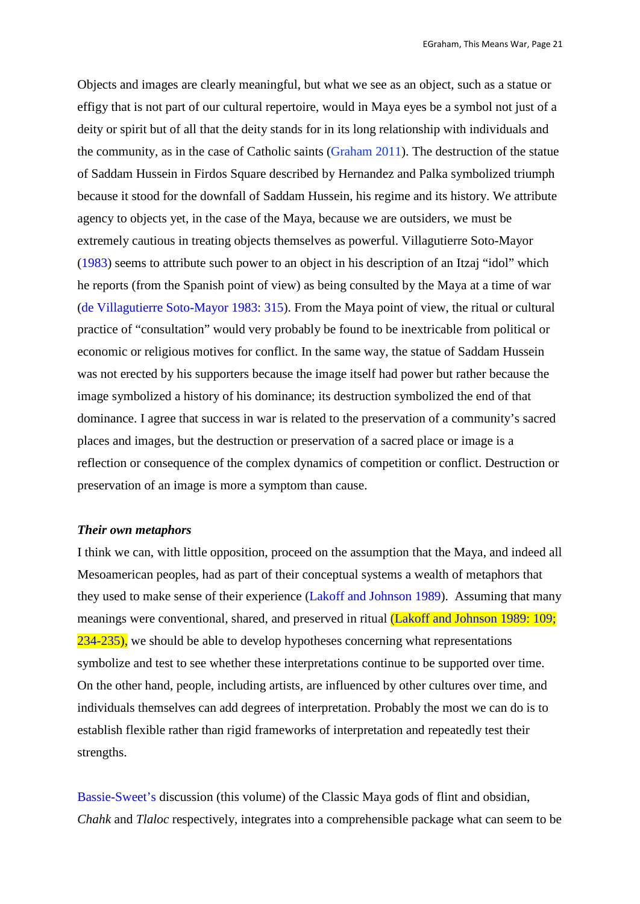Objects and images are clearly meaningful, but what we see as an object, such as a statue or effigy that is not part of our cultural repertoire, would in Maya eyes be a symbol not just of a deity or spirit but of all that the deity stands for in its long relationship with individuals and the community, as in the case of Catholic saints (Graham 2011). The destruction of the statue of Saddam Hussein in Firdos Square described by Hernandez and Palka symbolized triumph because it stood for the downfall of Saddam Hussein, his regime and its history. We attribute agency to objects yet, in the case of the Maya, because we are outsiders, we must be extremely cautious in treating objects themselves as powerful. Villagutierre Soto-Mayor (1983) seems to attribute such power to an object in his description of an Itzaj "idol" which he reports (from the Spanish point of view) as being consulted by the Maya at a time of war (de Villagutierre Soto-Mayor 1983: 315). From the Maya point of view, the ritual or cultural practice of "consultation" would very probably be found to be inextricable from political or economic or religious motives for conflict. In the same way, the statue of Saddam Hussein was not erected by his supporters because the image itself had power but rather because the image symbolized a history of his dominance; its destruction symbolized the end of that dominance. I agree that success in war is related to the preservation of a community's sacred places and images, but the destruction or preservation of a sacred place or image is a reflection or consequence of the complex dynamics of competition or conflict. Destruction or preservation of an image is more a symptom than cause.

***Their own metaphors***

I think we can, with little opposition, proceed on the assumption that the Maya, and indeed all Mesoamerican peoples, had as part of their conceptual systems a wealth of metaphors that they used to make sense of their experience (Lakoff and Johnson 1989). Assuming that many meanings were conventional, shared, and preserved in ritual (Lakoff and Johnson 1989: 109; 234-235), we should be able to develop hypotheses concerning what representations symbolize and test to see whether these interpretations continue to be supported over time. On the other hand, people, including artists, are influenced by other cultures over time, and individuals themselves can add degrees of interpretation. Probably the most we can do is to establish flexible rather than rigid frameworks of interpretation and repeatedly test their strengths.

Bassie-Sweet's discussion (this volume) of the Classic Maya gods of flint and obsidian, *Chahk* and *Tlaloc* respectively, integrates into a comprehensible package what can seem to be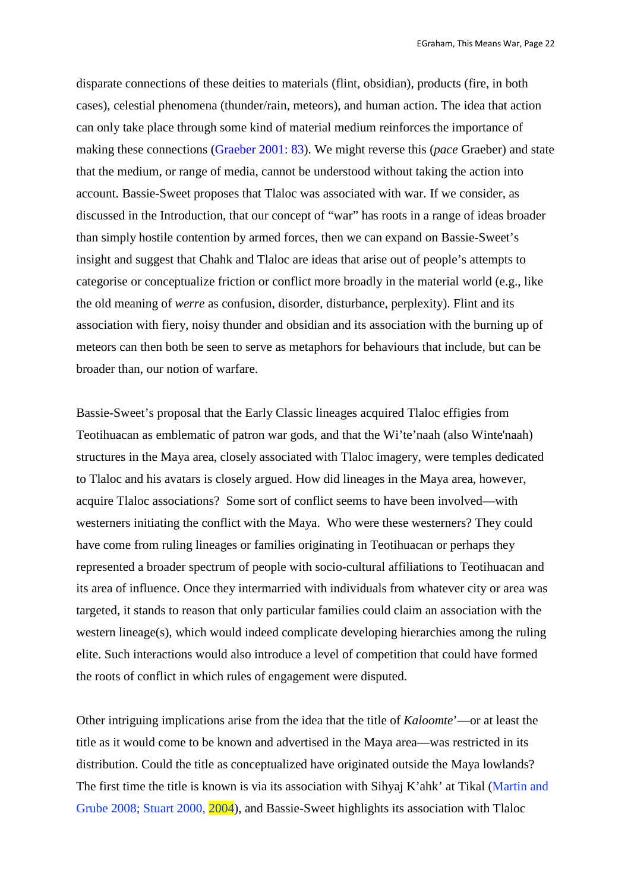disparate connections of these deities to materials (flint, obsidian), products (fire, in both cases), celestial phenomena (thunder/rain, meteors), and human action. The idea that action can only take place through some kind of material medium reinforces the importance of making these connections (Graeber 2001: 83). We might reverse this (*pace* Graeber) and state that the medium, or range of media, cannot be understood without taking the action into account. Bassie-Sweet proposes that Tlaloc was associated with war. If we consider, as discussed in the Introduction, that our concept of "war" has roots in a range of ideas broader than simply hostile contention by armed forces, then we can expand on Bassie-Sweet's insight and suggest that Chahk and Tlaloc are ideas that arise out of people's attempts to categorise or conceptualize friction or conflict more broadly in the material world (e.g., like the old meaning of *werre* as confusion, disorder, disturbance, perplexity). Flint and its association with fiery, noisy thunder and obsidian and its association with the burning up of meteors can then both be seen to serve as metaphors for behaviours that include, but can be broader than, our notion of warfare.

Bassie-Sweet's proposal that the Early Classic lineages acquired Tlaloc effigies from Teotihuacan as emblematic of patron war gods, and that the Wi'te'naah (also Winte'naah) structures in the Maya area, closely associated with Tlaloc imagery, were temples dedicated to Tlaloc and his avatars is closely argued. How did lineages in the Maya area, however, acquire Tlaloc associations? Some sort of conflict seems to have been involved—with westerners initiating the conflict with the Maya. Who were these westerners? They could have come from ruling lineages or families originating in Teotihuacan or perhaps they represented a broader spectrum of people with socio-cultural affiliations to Teotihuacan and its area of influence. Once they intermarried with individuals from whatever city or area was targeted, it stands to reason that only particular families could claim an association with the western lineage(s), which would indeed complicate developing hierarchies among the ruling elite. Such interactions would also introduce a level of competition that could have formed the roots of conflict in which rules of engagement were disputed.

Other intriguing implications arise from the idea that the title of *Kaloomte'*—or at least the title as it would come to be known and advertised in the Maya area—was restricted in its distribution. Could the title as conceptualized have originated outside the Maya lowlands? The first time the title is known is via its association with Sihyaj K'ahk' at Tikal (Martin and Grube 2008; Stuart 2000, 2004), and Bassie-Sweet highlights its association with Tlaloc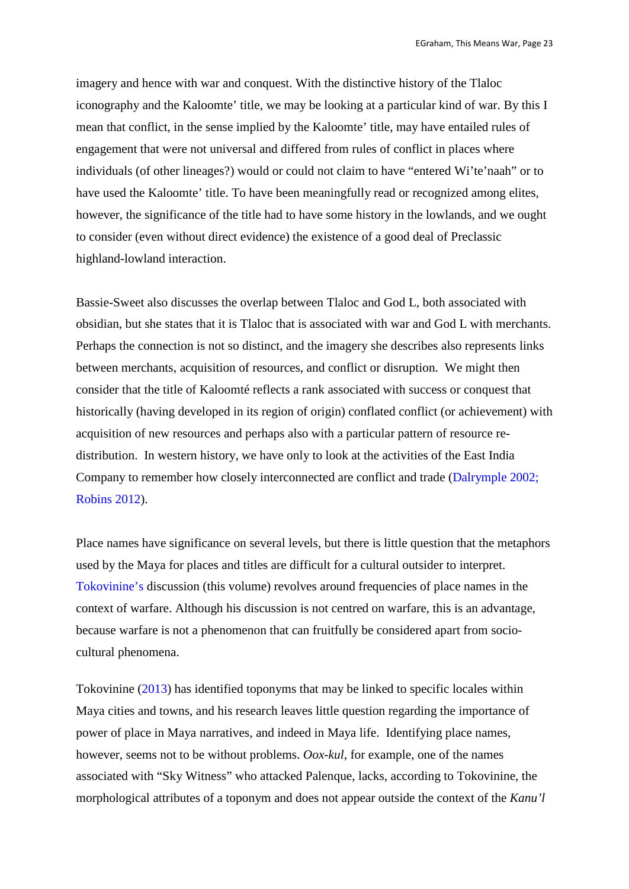imagery and hence with war and conquest. With the distinctive history of the Tlaloc iconography and the Kaloomte' title, we may be looking at a particular kind of war. By this I mean that conflict, in the sense implied by the Kaloomte' title, may have entailed rules of engagement that were not universal and differed from rules of conflict in places where individuals (of other lineages?) would or could not claim to have "entered Wi'te'naah" or to have used the Kaloomte' title. To have been meaningfully read or recognized among elites, however, the significance of the title had to have some history in the lowlands, and we ought to consider (even without direct evidence) the existence of a good deal of Preclassic highland-lowland interaction.

Bassie-Sweet also discusses the overlap between Tlaloc and God L, both associated with obsidian, but she states that it is Tlaloc that is associated with war and God L with merchants. Perhaps the connection is not so distinct, and the imagery she describes also represents links between merchants, acquisition of resources, and conflict or disruption. We might then consider that the title of Kaloomté reflects a rank associated with success or conquest that historically (having developed in its region of origin) conflated conflict (or achievement) with acquisition of new resources and perhaps also with a particular pattern of resource re-distribution. In western history, we have only to look at the activities of the East India Company to remember how closely interconnected are conflict and trade (Dalrymple 2002; Robins 2012).

Place names have significance on several levels, but there is little question that the metaphors used by the Maya for places and titles are difficult for a cultural outsider to interpret. Tokovinine's discussion (this volume) revolves around frequencies of place names in the context of warfare. Although his discussion is not centred on warfare, this is an advantage, because warfare is not a phenomenon that can fruitfully be considered apart from socio-cultural phenomena.

Tokovinine (2013) has identified toponyms that may be linked to specific locales within Maya cities and towns, and his research leaves little question regarding the importance of power of place in Maya narratives, and indeed in Maya life. Identifying place names, however, seems not to be without problems. *Oox-kul*, for example, one of the names associated with "Sky Witness" who attacked Palenque, lacks, according to Tokovinine, the morphological attributes of a toponym and does not appear outside the context of the *Kanu'l*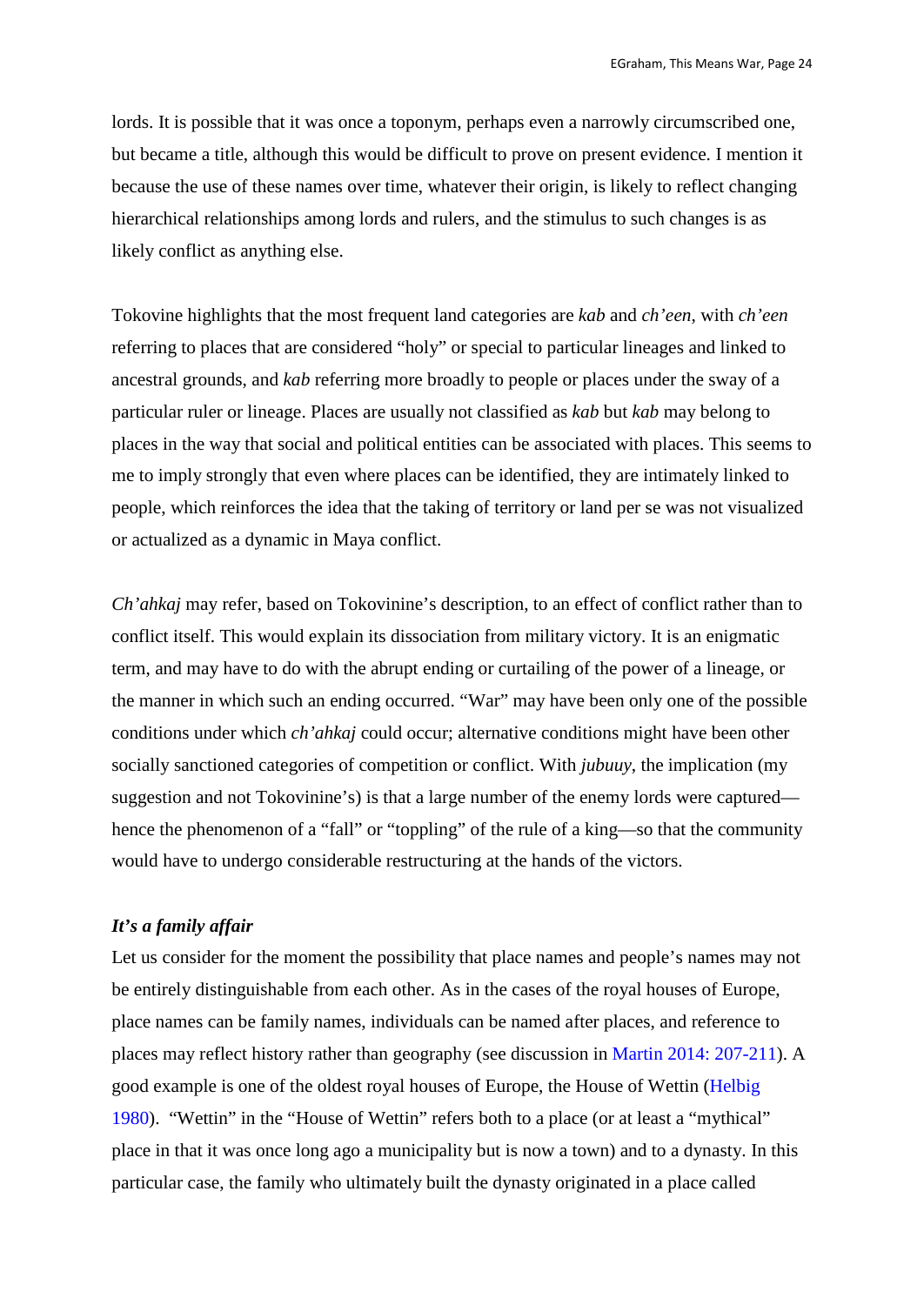lords. It is possible that it was once a toponym, perhaps even a narrowly circumscribed one, but became a title, although this would be difficult to prove on present evidence. I mention it because the use of these names over time, whatever their origin, is likely to reflect changing hierarchical relationships among lords and rulers, and the stimulus to such changes is as likely conflict as anything else.

Tokovine highlights that the most frequent land categories are *kab* and *ch'een*, with *ch'een* referring to places that are considered "holy" or special to particular lineages and linked to ancestral grounds, and *kab* referring more broadly to people or places under the sway of a particular ruler or lineage. Places are usually not classified as *kab* but *kab* may belong to places in the way that social and political entities can be associated with places. This seems to me to imply strongly that even where places can be identified, they are intimately linked to people, which reinforces the idea that the taking of territory or land per se was not visualized or actualized as a dynamic in Maya conflict.

*Ch'ahkaj* may refer, based on Tokovinine's description, to an effect of conflict rather than to conflict itself. This would explain its dissociation from military victory. It is an enigmatic term, and may have to do with the abrupt ending or curtailing of the power of a lineage, or the manner in which such an ending occurred. "War" may have been only one of the possible conditions under which *ch'ahkaj* could occur; alternative conditions might have been other socially sanctioned categories of competition or conflict. With *jubuuy*, the implication (my suggestion and not Tokovinine's) is that a large number of the enemy lords were captured—hence the phenomenon of a "fall" or "toppling" of the rule of a king—so that the community would have to undergo considerable restructuring at the hands of the victors.

### *It's a family affair*

Let us consider for the moment the possibility that place names and people's names may not be entirely distinguishable from each other. As in the cases of the royal houses of Europe, place names can be family names, individuals can be named after places, and reference to places may reflect history rather than geography (see discussion in Martin 2014: 207-211). A good example is one of the oldest royal houses of Europe, the House of Wettin (Helbig 1980). "Wettin" in the "House of Wettin" refers both to a place (or at least a "mythical" place in that it was once long ago a municipality but is now a town) and to a dynasty. In this particular case, the family who ultimately built the dynasty originated in a place called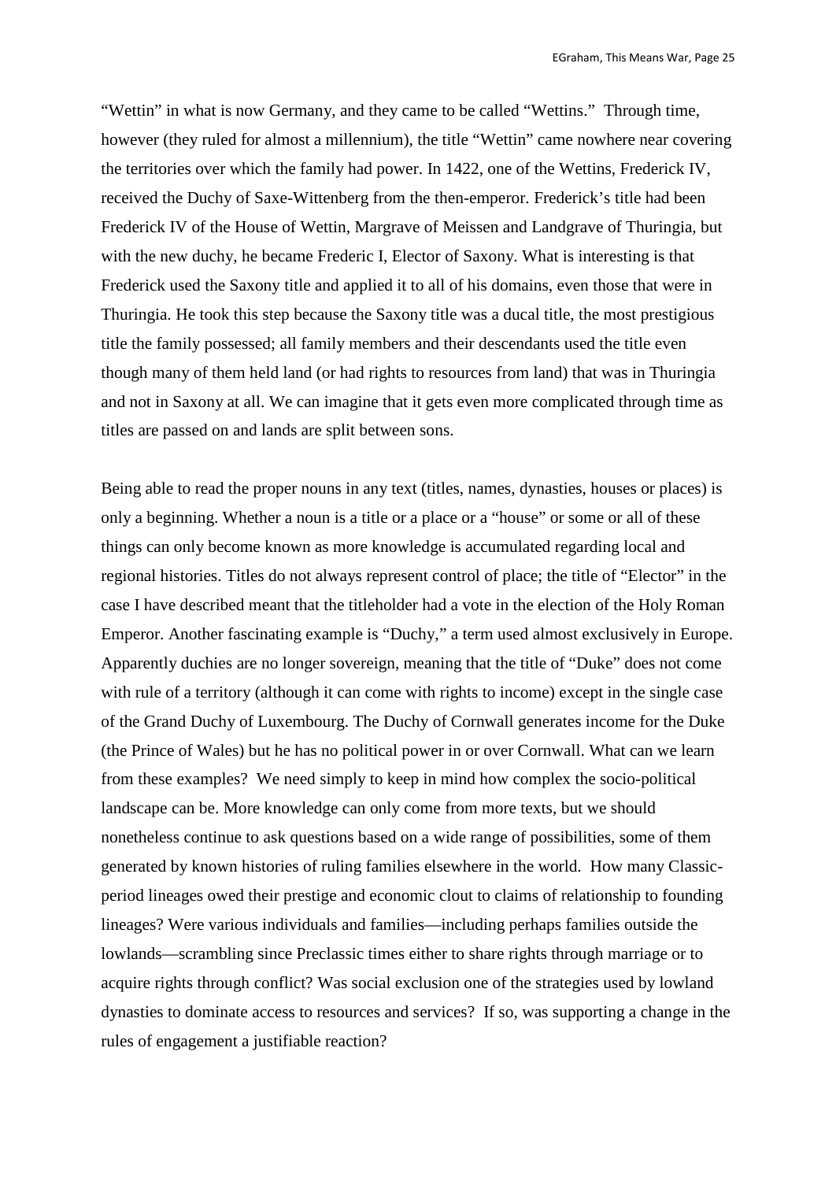“Wettin” in what is now Germany, and they came to be called “Wettins.” Through time, however (they ruled for almost a millennium), the title “Wettin” came nowhere near covering the territories over which the family had power. In 1422, one of the Wettins, Frederick IV, received the Duchy of Saxe-Wittenberg from the then-emperor. Frederick’s title had been Frederick IV of the House of Wettin, Margrave of Meissen and Landgrave of Thuringia, but with the new duchy, he became Frederic I, Elector of Saxony. What is interesting is that Frederick used the Saxony title and applied it to all of his domains, even those that were in Thuringia. He took this step because the Saxony title was a ducal title, the most prestigious title the family possessed; all family members and their descendants used the title even though many of them held land (or had rights to resources from land) that was in Thuringia and not in Saxony at all. We can imagine that it gets even more complicated through time as titles are passed on and lands are split between sons.

Being able to read the proper nouns in any text (titles, names, dynasties, houses or places) is only a beginning. Whether a noun is a title or a place or a “house” or some or all of these things can only become known as more knowledge is accumulated regarding local and regional histories. Titles do not always represent control of place; the title of “Elector” in the case I have described meant that the titleholder had a vote in the election of the Holy Roman Emperor. Another fascinating example is “Duchy,” a term used almost exclusively in Europe. Apparently duchies are no longer sovereign, meaning that the title of “Duke” does not come with rule of a territory (although it can come with rights to income) except in the single case of the Grand Duchy of Luxembourg. The Duchy of Cornwall generates income for the Duke (the Prince of Wales) but he has no political power in or over Cornwall. What can we learn from these examples? We need simply to keep in mind how complex the socio-political landscape can be. More knowledge can only come from more texts, but we should nonetheless continue to ask questions based on a wide range of possibilities, some of them generated by known histories of ruling families elsewhere in the world. How many Classic-period lineages owed their prestige and economic clout to claims of relationship to founding lineages? Were various individuals and families—including perhaps families outside the lowlands—scrambling since Preclassic times either to share rights through marriage or to acquire rights through conflict? Was social exclusion one of the strategies used by lowland dynasties to dominate access to resources and services? If so, was supporting a change in the rules of engagement a justifiable reaction?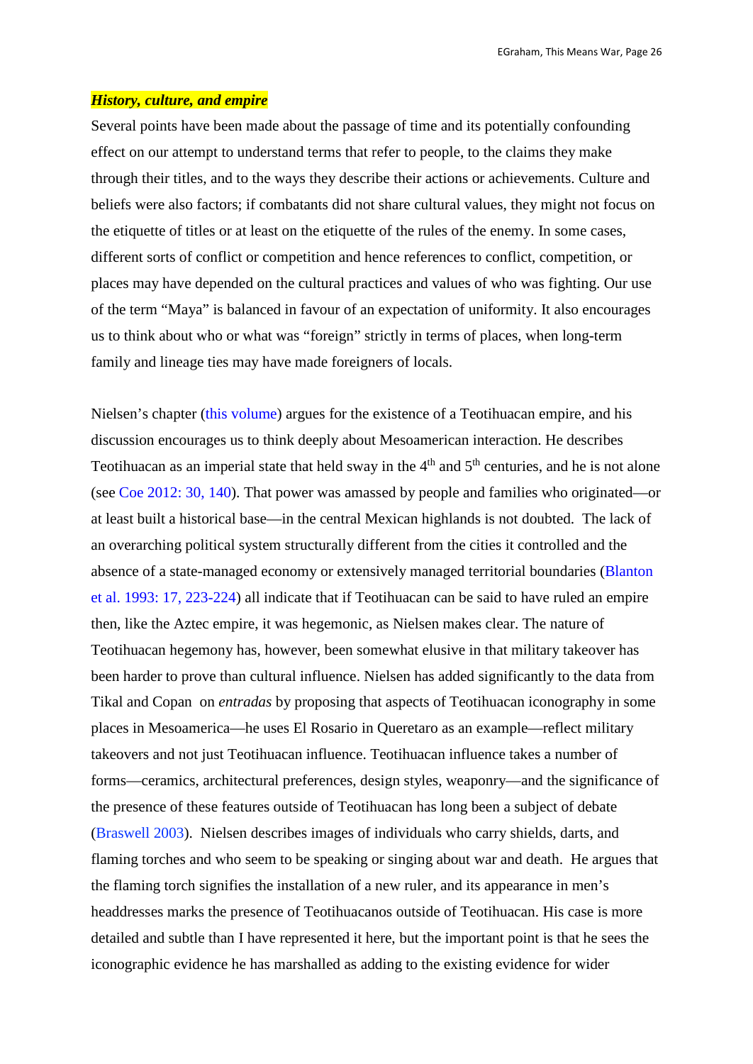### ***History, culture, and empire***

Several points have been made about the passage of time and its potentially confounding effect on our attempt to understand terms that refer to people, to the claims they make through their titles, and to the ways they describe their actions or achievements. Culture and beliefs were also factors; if combatants did not share cultural values, they might not focus on the etiquette of titles or at least on the etiquette of the rules of the enemy. In some cases, different sorts of conflict or competition and hence references to conflict, competition, or places may have depended on the cultural practices and values of who was fighting. Our use of the term "Maya" is balanced in favour of an expectation of uniformity. It also encourages us to think about who or what was "foreign" strictly in terms of places, when long-term family and lineage ties may have made foreigners of locals.

Nielsen's chapter (this volume) argues for the existence of a Teotihuacan empire, and his discussion encourages us to think deeply about Mesoamerican interaction. He describes Teotihuacan as an imperial state that held sway in the 4th and 5th centuries, and he is not alone (see Coe 2012: 30, 140). That power was amassed by people and families who originated—or at least built a historical base—in the central Mexican highlands is not doubted. The lack of an overarching political system structurally different from the cities it controlled and the absence of a state-managed economy or extensively managed territorial boundaries (Blanton et al. 1993: 17, 223-224) all indicate that if Teotihuacan can be said to have ruled an empire then, like the Aztec empire, it was hegemonic, as Nielsen makes clear. The nature of Teotihuacan hegemony has, however, been somewhat elusive in that military takeover has been harder to prove than cultural influence. Nielsen has added significantly to the data from Tikal and Copan on *entradas* by proposing that aspects of Teotihuacan iconography in some places in Mesoamerica—he uses El Rosario in Queretaro as an example—reflect military takeovers and not just Teotihuacan influence. Teotihuacan influence takes a number of forms—ceramics, architectural preferences, design styles, weaponry—and the significance of the presence of these features outside of Teotihuacan has long been a subject of debate (Braswell 2003). Nielsen describes images of individuals who carry shields, darts, and flaming torches and who seem to be speaking or singing about war and death. He argues that the flaming torch signifies the installation of a new ruler, and its appearance in men's headdresses marks the presence of Teotihuacanos outside of Teotihuacan. His case is more detailed and subtle than I have represented it here, but the important point is that he sees the iconographic evidence he has marshalled as adding to the existing evidence for wider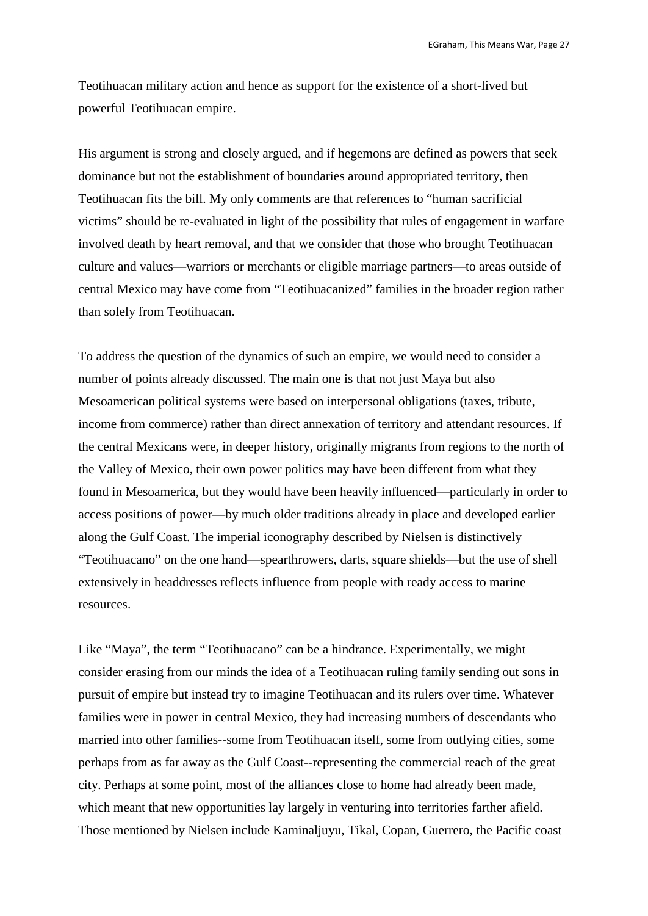Teotihuacan military action and hence as support for the existence of a short-lived but powerful Teotihuacan empire.

His argument is strong and closely argued, and if hegemons are defined as powers that seek dominance but not the establishment of boundaries around appropriated territory, then Teotihuacan fits the bill. My only comments are that references to "human sacrificial victims" should be re-evaluated in light of the possibility that rules of engagement in warfare involved death by heart removal, and that we consider that those who brought Teotihuacan culture and values—warriors or merchants or eligible marriage partners—to areas outside of central Mexico may have come from "Teotihuacanized" families in the broader region rather than solely from Teotihuacan.

To address the question of the dynamics of such an empire, we would need to consider a number of points already discussed. The main one is that not just Maya but also Mesoamerican political systems were based on interpersonal obligations (taxes, tribute, income from commerce) rather than direct annexation of territory and attendant resources. If the central Mexicans were, in deeper history, originally migrants from regions to the north of the Valley of Mexico, their own power politics may have been different from what they found in Mesoamerica, but they would have been heavily influenced—particularly in order to access positions of power—by much older traditions already in place and developed earlier along the Gulf Coast. The imperial iconography described by Nielsen is distinctively "Teotihuacano" on the one hand—spearthrowers, darts, square shields—but the use of shell extensively in headdresses reflects influence from people with ready access to marine resources.

Like "Maya", the term "Teotihuacano" can be a hindrance. Experimentally, we might consider erasing from our minds the idea of a Teotihuacan ruling family sending out sons in pursuit of empire but instead try to imagine Teotihuacan and its rulers over time. Whatever families were in power in central Mexico, they had increasing numbers of descendants who married into other families--some from Teotihuacan itself, some from outlying cities, some perhaps from as far away as the Gulf Coast--representing the commercial reach of the great city. Perhaps at some point, most of the alliances close to home had already been made, which meant that new opportunities lay largely in venturing into territories farther afield. Those mentioned by Nielsen include Kaminaljuyu, Tikal, Copan, Guerrero, the Pacific coast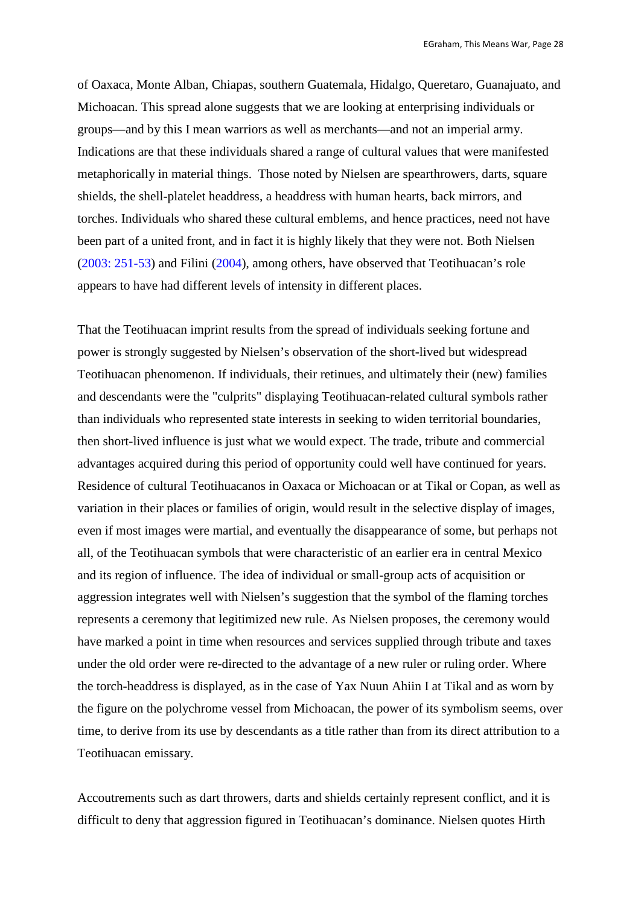of Oaxaca, Monte Alban, Chiapas, southern Guatemala, Hidalgo, Queretaro, Guanajuato, and Michoacan. This spread alone suggests that we are looking at enterprising individuals or groups—and by this I mean warriors as well as merchants—and not an imperial army. Indications are that these individuals shared a range of cultural values that were manifested metaphorically in material things. Those noted by Nielsen are spearthrowers, darts, square shields, the shell-platelet headdress, a headdress with human hearts, back mirrors, and torches. Individuals who shared these cultural emblems, and hence practices, need not have been part of a united front, and in fact it is highly likely that they were not. Both Nielsen (2003: 251-53) and Filini (2004), among others, have observed that Teotihuacan's role appears to have had different levels of intensity in different places.

That the Teotihuacan imprint results from the spread of individuals seeking fortune and power is strongly suggested by Nielsen's observation of the short-lived but widespread Teotihuacan phenomenon. If individuals, their retinues, and ultimately their (new) families and descendants were the "culprits" displaying Teotihuacan-related cultural symbols rather than individuals who represented state interests in seeking to widen territorial boundaries, then short-lived influence is just what we would expect. The trade, tribute and commercial advantages acquired during this period of opportunity could well have continued for years. Residence of cultural Teotihuacanos in Oaxaca or Michoacan or at Tikal or Copan, as well as variation in their places or families of origin, would result in the selective display of images, even if most images were martial, and eventually the disappearance of some, but perhaps not all, of the Teotihuacan symbols that were characteristic of an earlier era in central Mexico and its region of influence. The idea of individual or small-group acts of acquisition or aggression integrates well with Nielsen's suggestion that the symbol of the flaming torches represents a ceremony that legitimized new rule. As Nielsen proposes, the ceremony would have marked a point in time when resources and services supplied through tribute and taxes under the old order were re-directed to the advantage of a new ruler or ruling order. Where the torch-headdress is displayed, as in the case of Yax Nuun Ahiin I at Tikal and as worn by the figure on the polychrome vessel from Michoacan, the power of its symbolism seems, over time, to derive from its use by descendants as a title rather than from its direct attribution to a Teotihuacan emissary.

Accoutrements such as dart throwers, darts and shields certainly represent conflict, and it is difficult to deny that aggression figured in Teotihuacan's dominance. Nielsen quotes Hirth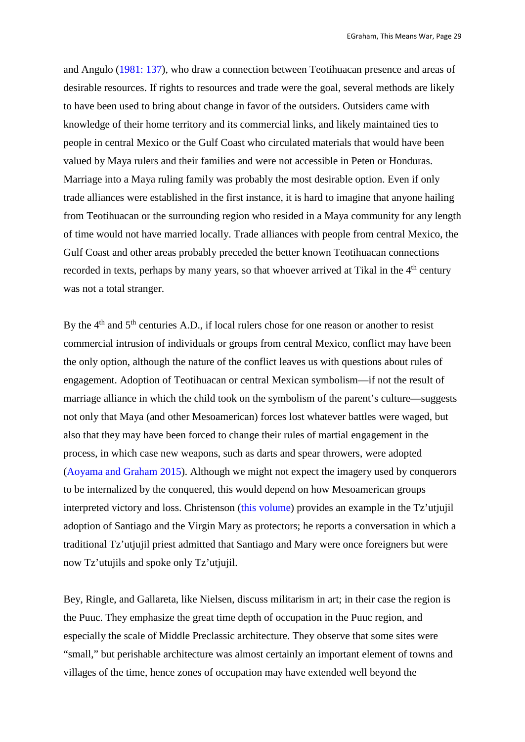and Angulo (1981: 137), who draw a connection between Teotihuacan presence and areas of desirable resources. If rights to resources and trade were the goal, several methods are likely to have been used to bring about change in favor of the outsiders. Outsiders came with knowledge of their home territory and its commercial links, and likely maintained ties to people in central Mexico or the Gulf Coast who circulated materials that would have been valued by Maya rulers and their families and were not accessible in Peten or Honduras. Marriage into a Maya ruling family was probably the most desirable option. Even if only trade alliances were established in the first instance, it is hard to imagine that anyone hailing from Teotihuacan or the surrounding region who resided in a Maya community for any length of time would not have married locally. Trade alliances with people from central Mexico, the Gulf Coast and other areas probably preceded the better known Teotihuacan connections recorded in texts, perhaps by many years, so that whoever arrived at Tikal in the 4th century was not a total stranger.

By the 4th and 5th centuries A.D., if local rulers chose for one reason or another to resist commercial intrusion of individuals or groups from central Mexico, conflict may have been the only option, although the nature of the conflict leaves us with questions about rules of engagement. Adoption of Teotihuacan or central Mexican symbolism—if not the result of marriage alliance in which the child took on the symbolism of the parent's culture—suggests not only that Maya (and other Mesoamerican) forces lost whatever battles were waged, but also that they may have been forced to change their rules of martial engagement in the process, in which case new weapons, such as darts and spear throwers, were adopted (Aoyama and Graham 2015). Although we might not expect the imagery used by conquerors to be internalized by the conquered, this would depend on how Mesoamerican groups interpreted victory and loss. Christenson (this volume) provides an example in the Tz'utjujil adoption of Santiago and the Virgin Mary as protectors; he reports a conversation in which a traditional Tz'utjujil priest admitted that Santiago and Mary were once foreigners but were now Tz'utujils and spoke only Tz'utjujil.

Bey, Ringle, and Gallareta, like Nielsen, discuss militarism in art; in their case the region is the Puuc. They emphasize the great time depth of occupation in the Puuc region, and especially the scale of Middle Preclassic architecture. They observe that some sites were "small," but perishable architecture was almost certainly an important element of towns and villages of the time, hence zones of occupation may have extended well beyond the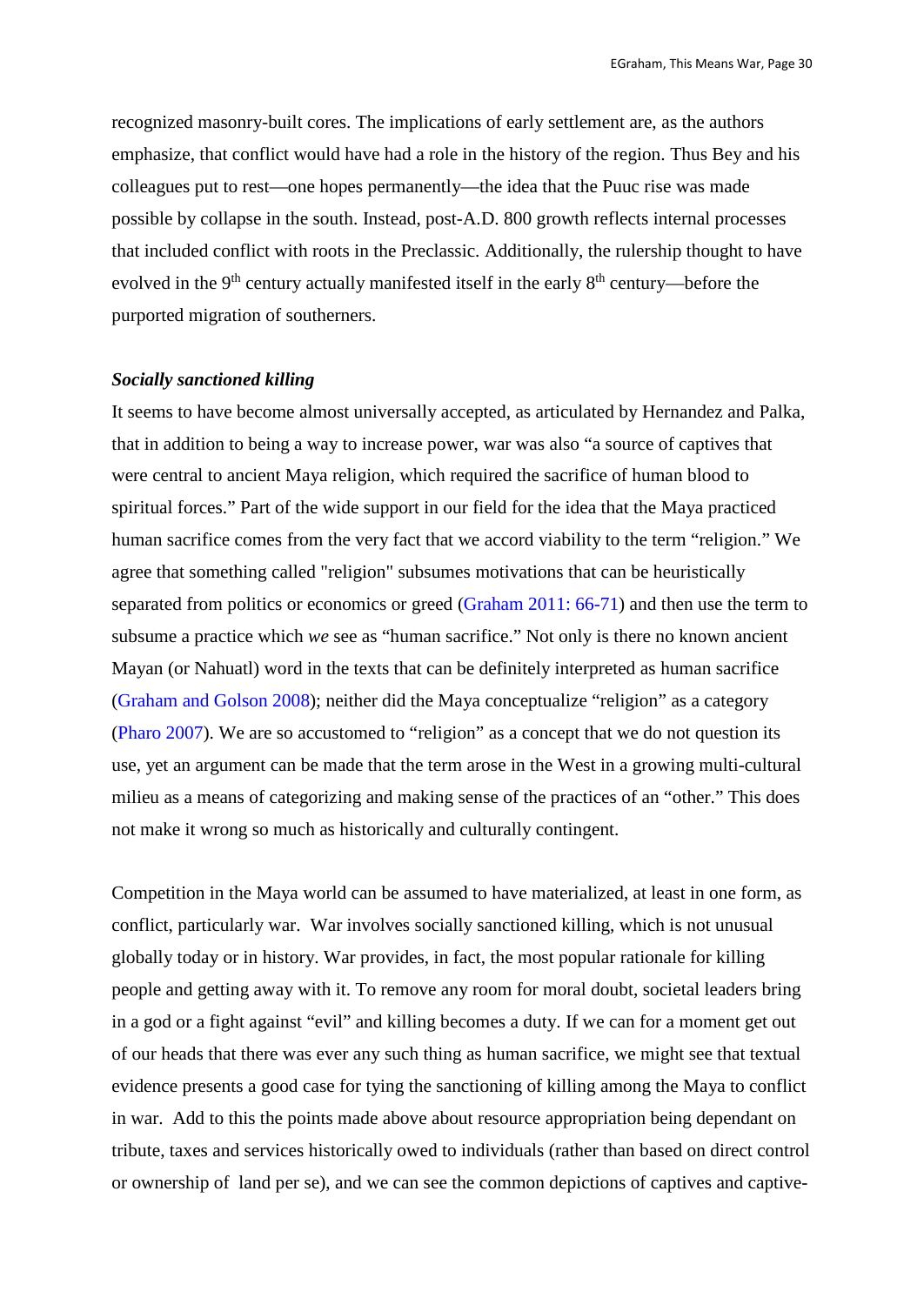recognized masonry-built cores. The implications of early settlement are, as the authors emphasize, that conflict would have had a role in the history of the region. Thus Bey and his colleagues put to rest—one hopes permanently—the idea that the Puuc rise was made possible by collapse in the south. Instead, post-A.D. 800 growth reflects internal processes that included conflict with roots in the Preclassic. Additionally, the rulership thought to have evolved in the 9th century actually manifested itself in the early 8th century—before the purported migration of southerners.

***Socially sanctioned killing***

It seems to have become almost universally accepted, as articulated by Hernandez and Palka, that in addition to being a way to increase power, war was also "a source of captives that were central to ancient Maya religion, which required the sacrifice of human blood to spiritual forces." Part of the wide support in our field for the idea that the Maya practiced human sacrifice comes from the very fact that we accord viability to the term "religion." We agree that something called "religion" subsumes motivations that can be heuristically separated from politics or economics or greed (Graham 2011: 66-71) and then use the term to subsume a practice which *we* see as "human sacrifice." Not only is there no known ancient Mayan (or Nahuatl) word in the texts that can be definitely interpreted as human sacrifice (Graham and Golson 2008); neither did the Maya conceptualize "religion" as a category (Pharo 2007). We are so accustomed to "religion" as a concept that we do not question its use, yet an argument can be made that the term arose in the West in a growing multi-cultural milieu as a means of categorizing and making sense of the practices of an "other." This does not make it wrong so much as historically and culturally contingent.

Competition in the Maya world can be assumed to have materialized, at least in one form, as conflict, particularly war. War involves socially sanctioned killing, which is not unusual globally today or in history. War provides, in fact, the most popular rationale for killing people and getting away with it. To remove any room for moral doubt, societal leaders bring in a god or a fight against "evil" and killing becomes a duty. If we can for a moment get out of our heads that there was ever any such thing as human sacrifice, we might see that textual evidence presents a good case for tying the sanctioning of killing among the Maya to conflict in war. Add to this the points made above about resource appropriation being dependant on tribute, taxes and services historically owed to individuals (rather than based on direct control or ownership of land per se), and we can see the common depictions of captives and captive-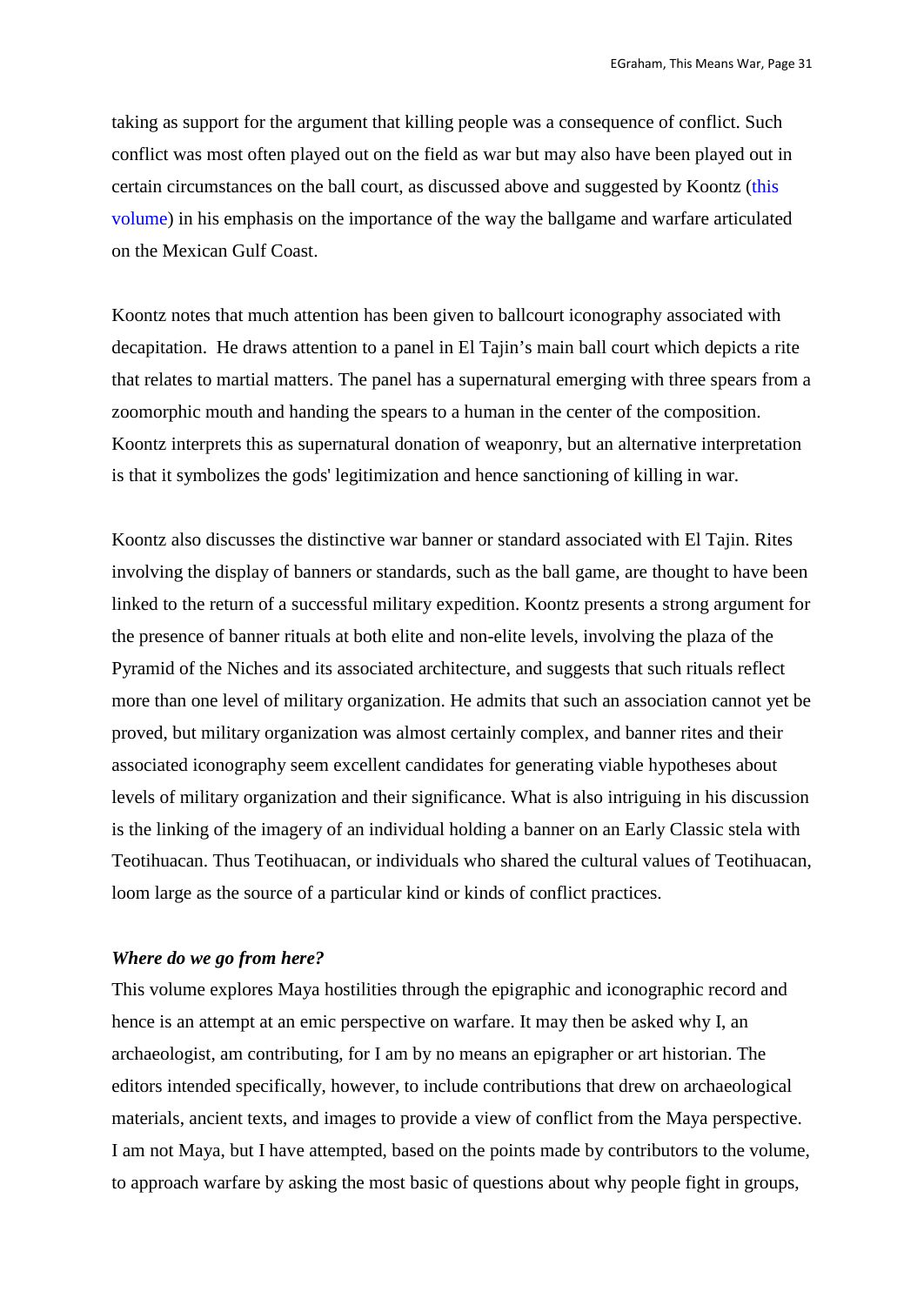taking as support for the argument that killing people was a consequence of conflict. Such conflict was most often played out on the field as war but may also have been played out in certain circumstances on the ball court, as discussed above and suggested by Koontz (this volume) in his emphasis on the importance of the way the ballgame and warfare articulated on the Mexican Gulf Coast.

Koontz notes that much attention has been given to ballcourt iconography associated with decapitation. He draws attention to a panel in El Tajin's main ball court which depicts a rite that relates to martial matters. The panel has a supernatural emerging with three spears from a zoomorphic mouth and handing the spears to a human in the center of the composition. Koontz interprets this as supernatural donation of weaponry, but an alternative interpretation is that it symbolizes the gods' legitimization and hence sanctioning of killing in war.

Koontz also discusses the distinctive war banner or standard associated with El Tajin. Rites involving the display of banners or standards, such as the ball game, are thought to have been linked to the return of a successful military expedition. Koontz presents a strong argument for the presence of banner rituals at both elite and non-elite levels, involving the plaza of the Pyramid of the Niches and its associated architecture, and suggests that such rituals reflect more than one level of military organization. He admits that such an association cannot yet be proved, but military organization was almost certainly complex, and banner rites and their associated iconography seem excellent candidates for generating viable hypotheses about levels of military organization and their significance. What is also intriguing in his discussion is the linking of the imagery of an individual holding a banner on an Early Classic stela with Teotihuacan. Thus Teotihuacan, or individuals who shared the cultural values of Teotihuacan, loom large as the source of a particular kind or kinds of conflict practices.

***Where do we go from here?***

This volume explores Maya hostilities through the epigraphic and iconographic record and hence is an attempt at an emic perspective on warfare. It may then be asked why I, an archaeologist, am contributing, for I am by no means an epigrapher or art historian. The editors intended specifically, however, to include contributions that drew on archaeological materials, ancient texts, and images to provide a view of conflict from the Maya perspective. I am not Maya, but I have attempted, based on the points made by contributors to the volume, to approach warfare by asking the most basic of questions about why people fight in groups,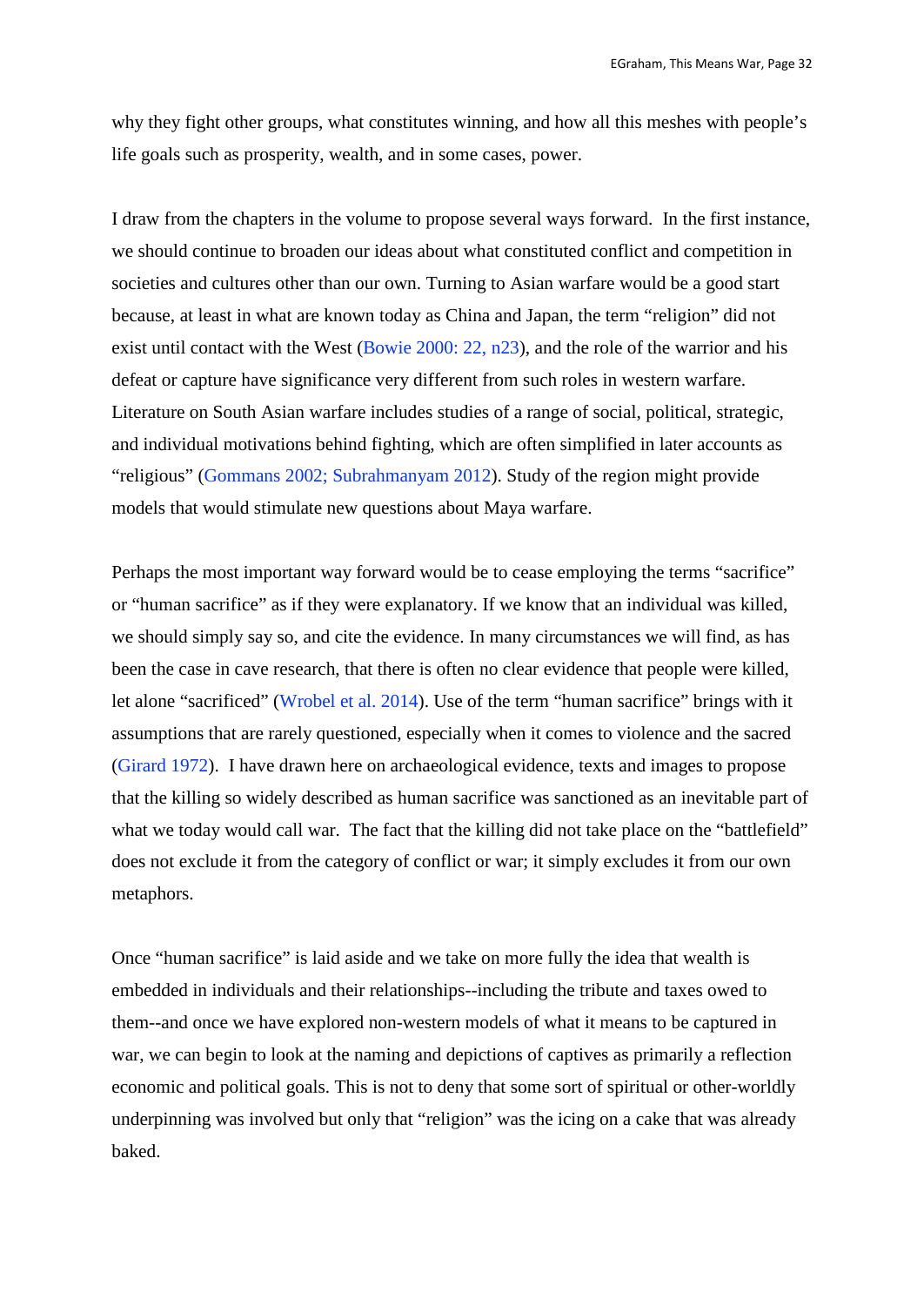why they fight other groups, what constitutes winning, and how all this meshes with people's life goals such as prosperity, wealth, and in some cases, power.

I draw from the chapters in the volume to propose several ways forward. In the first instance, we should continue to broaden our ideas about what constituted conflict and competition in societies and cultures other than our own. Turning to Asian warfare would be a good start because, at least in what are known today as China and Japan, the term "religion" did not exist until contact with the West (Bowie 2000: 22, n23), and the role of the warrior and his defeat or capture have significance very different from such roles in western warfare. Literature on South Asian warfare includes studies of a range of social, political, strategic, and individual motivations behind fighting, which are often simplified in later accounts as "religious" (Gommans 2002; Subrahmanyam 2012). Study of the region might provide models that would stimulate new questions about Maya warfare.

Perhaps the most important way forward would be to cease employing the terms "sacrifice" or "human sacrifice" as if they were explanatory. If we know that an individual was killed, we should simply say so, and cite the evidence. In many circumstances we will find, as has been the case in cave research, that there is often no clear evidence that people were killed, let alone "sacrificed" (Wrobel et al. 2014). Use of the term "human sacrifice" brings with it assumptions that are rarely questioned, especially when it comes to violence and the sacred (Girard 1972). I have drawn here on archaeological evidence, texts and images to propose that the killing so widely described as human sacrifice was sanctioned as an inevitable part of what we today would call war. The fact that the killing did not take place on the "battlefield" does not exclude it from the category of conflict or war; it simply excludes it from our own metaphors.

Once "human sacrifice" is laid aside and we take on more fully the idea that wealth is embedded in individuals and their relationships--including the tribute and taxes owed to them--and once we have explored non-western models of what it means to be captured in war, we can begin to look at the naming and depictions of captives as primarily a reflection economic and political goals. This is not to deny that some sort of spiritual or other-worldly underpinning was involved but only that "religion" was the icing on a cake that was already baked.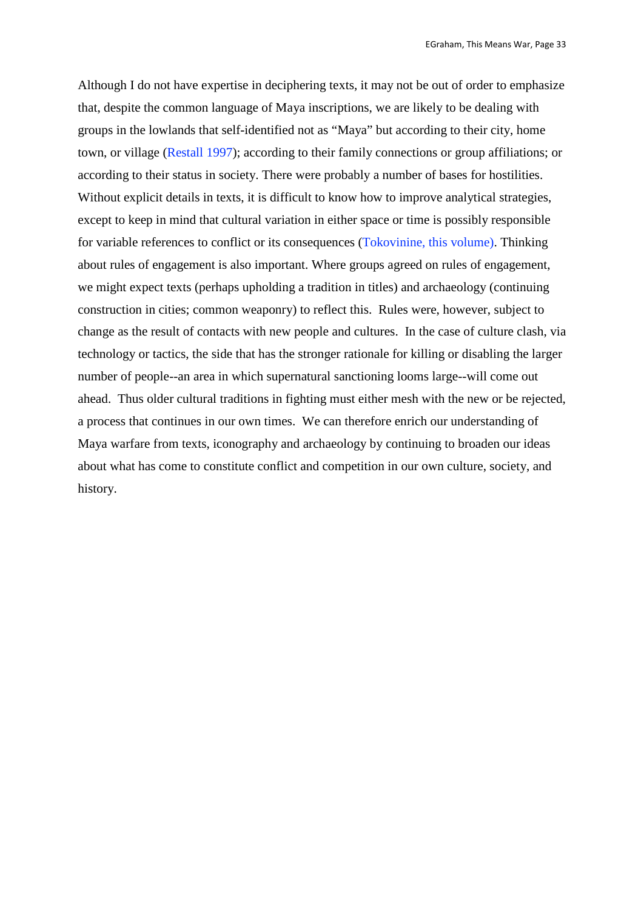Although I do not have expertise in deciphering texts, it may not be out of order to emphasize that, despite the common language of Maya inscriptions, we are likely to be dealing with groups in the lowlands that self-identified not as "Maya" but according to their city, home town, or village (Restall 1997); according to their family connections or group affiliations; or according to their status in society. There were probably a number of bases for hostilities. Without explicit details in texts, it is difficult to know how to improve analytical strategies, except to keep in mind that cultural variation in either space or time is possibly responsible for variable references to conflict or its consequences (Tokovinine, this volume). Thinking about rules of engagement is also important. Where groups agreed on rules of engagement, we might expect texts (perhaps upholding a tradition in titles) and archaeology (continuing construction in cities; common weaponry) to reflect this. Rules were, however, subject to change as the result of contacts with new people and cultures. In the case of culture clash, via technology or tactics, the side that has the stronger rationale for killing or disabling the larger number of people--an area in which supernatural sanctioning looms large--will come out ahead. Thus older cultural traditions in fighting must either mesh with the new or be rejected, a process that continues in our own times. We can therefore enrich our understanding of Maya warfare from texts, iconography and archaeology by continuing to broaden our ideas about what has come to constitute conflict and competition in our own culture, society, and history.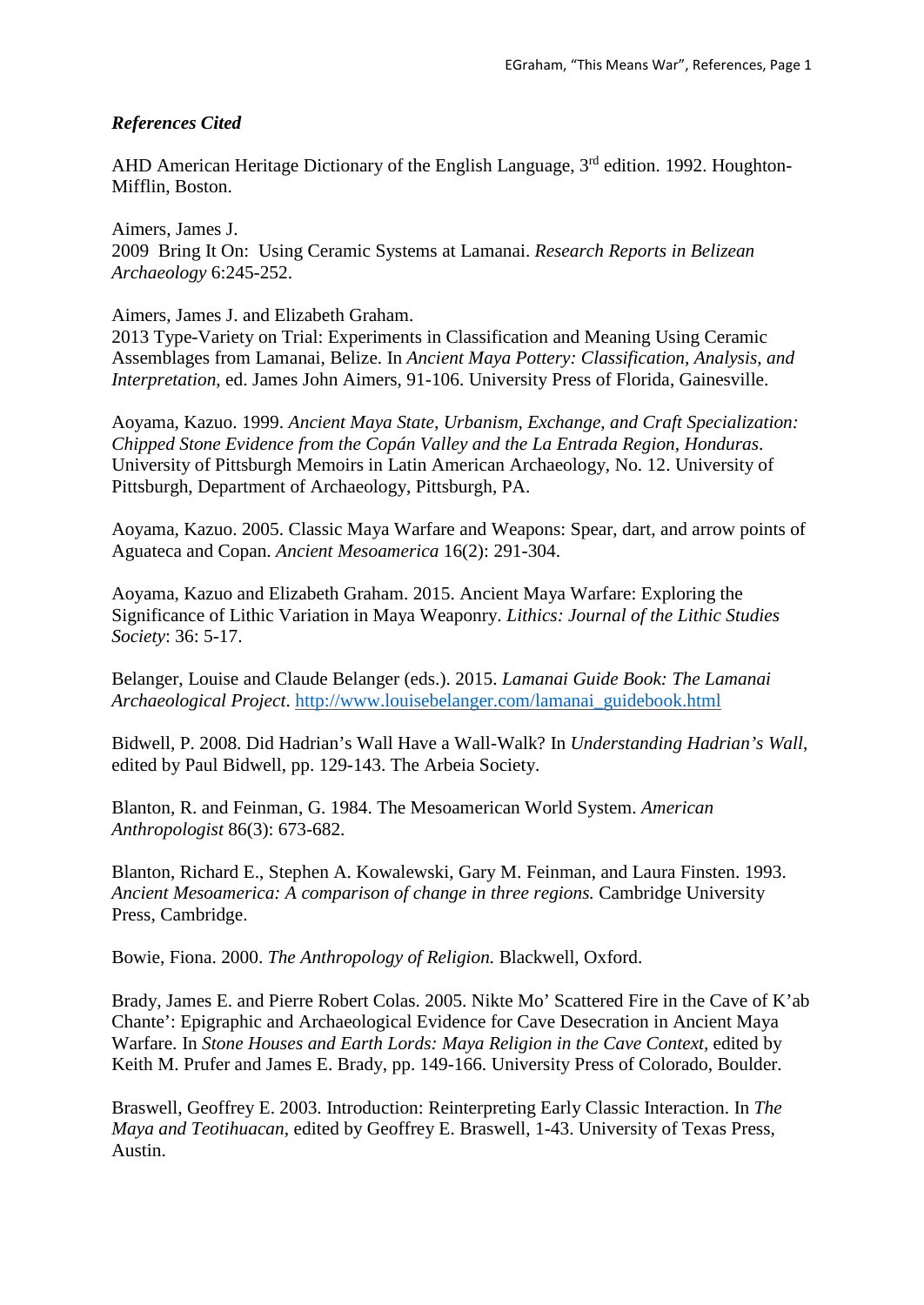### *References Cited*

AHD American Heritage Dictionary of the English Language, 3rd edition. 1992. Houghton-Mifflin, Boston.

Aimers, James J.
2009 Bring It On: Using Ceramic Systems at Lamanai. *Research Reports in Belizean Archaeology* 6:245-252.

Aimers, James J. and Elizabeth Graham.
2013 Type-Variety on Trial: Experiments in Classification and Meaning Using Ceramic Assemblages from Lamanai, Belize. In *Ancient Maya Pottery: Classification, Analysis, and Interpretation*, ed. James John Aimers, 91-106. University Press of Florida, Gainesville.

Aoyama, Kazuo. 1999. *Ancient Maya State, Urbanism, Exchange, and Craft Specialization: Chipped Stone Evidence from the Copán Valley and the La Entrada Region, Honduras*. University of Pittsburgh Memoirs in Latin American Archaeology, No. 12. University of Pittsburgh, Department of Archaeology, Pittsburgh, PA.

Aoyama, Kazuo. 2005. Classic Maya Warfare and Weapons: Spear, dart, and arrow points of Aguateca and Copan. *Ancient Mesoamerica* 16(2): 291-304.

Aoyama, Kazuo and Elizabeth Graham. 2015. Ancient Maya Warfare: Exploring the Significance of Lithic Variation in Maya Weaponry. *Lithics: Journal of the Lithic Studies Society*: 36: 5-17.

Belanger, Louise and Claude Belanger (eds.). 2015. *Lamanai Guide Book: The Lamanai Archaeological Project*. http://www.louisebelanger.com/lamanai_guidebook.html

Bidwell, P. 2008. Did Hadrian's Wall Have a Wall-Walk? In *Understanding Hadrian's Wall*, edited by Paul Bidwell, pp. 129-143. The Arbeia Society.

Blanton, R. and Feinman, G. 1984. The Mesoamerican World System. *American Anthropologist* 86(3): 673-682.

Blanton, Richard E., Stephen A. Kowalewski, Gary M. Feinman, and Laura Finsten. 1993. *Ancient Mesoamerica: A comparison of change in three regions.* Cambridge University Press, Cambridge.

Bowie, Fiona. 2000. *The Anthropology of Religion.* Blackwell, Oxford.

Brady, James E. and Pierre Robert Colas. 2005. Nikte Mo' Scattered Fire in the Cave of K'ab Chante': Epigraphic and Archaeological Evidence for Cave Desecration in Ancient Maya Warfare. In *Stone Houses and Earth Lords: Maya Religion in the Cave Context*, edited by Keith M. Prufer and James E. Brady, pp. 149-166. University Press of Colorado, Boulder.

Braswell, Geoffrey E. 2003. Introduction: Reinterpreting Early Classic Interaction. In *The Maya and Teotihuacan*, edited by Geoffrey E. Braswell, 1-43. University of Texas Press, Austin.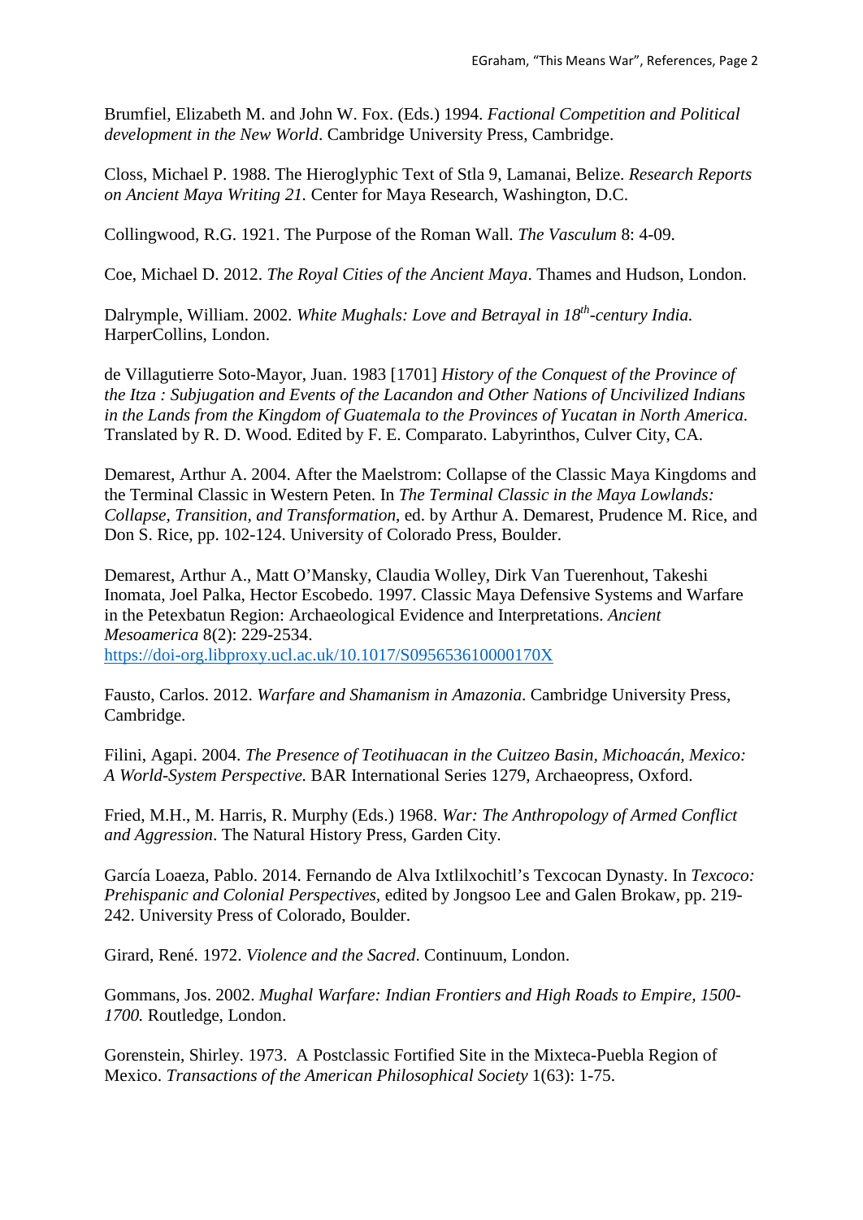Brumfiel, Elizabeth M. and John W. Fox. (Eds.) 1994. *Factional Competition and Political development in the New World*. Cambridge University Press, Cambridge.

Closs, Michael P. 1988. The Hieroglyphic Text of Stla 9, Lamanai, Belize. *Research Reports on Ancient Maya Writing 21.* Center for Maya Research, Washington, D.C.

Collingwood, R.G. 1921. The Purpose of the Roman Wall. *The Vasculum* 8: 4-09.

Coe, Michael D. 2012. *The Royal Cities of the Ancient Maya*. Thames and Hudson, London.

Dalrymple, William. 2002. *White Mughals: Love and Betrayal in 18th-century India.* HarperCollins, London.

de Villagutierre Soto-Mayor, Juan. 1983 [1701] *History of the Conquest of the Province of the Itza : Subjugation and Events of the Lacandon and Other Nations of Uncivilized Indians in the Lands from the Kingdom of Guatemala to the Provinces of Yucatan in North America*. Translated by R. D. Wood. Edited by F. E. Comparato. Labyrinthos, Culver City, CA.

Demarest, Arthur A. 2004. After the Maelstrom: Collapse of the Classic Maya Kingdoms and the Terminal Classic in Western Peten. In *The Terminal Classic in the Maya Lowlands: Collapse, Transition, and Transformation*, ed. by Arthur A. Demarest, Prudence M. Rice, and Don S. Rice, pp. 102-124. University of Colorado Press, Boulder.

Demarest, Arthur A., Matt O'Mansky, Claudia Wolley, Dirk Van Tuerenhout, Takeshi Inomata, Joel Palka, Hector Escobedo. 1997. Classic Maya Defensive Systems and Warfare in the Petexbatun Region: Archaeological Evidence and Interpretations. *Ancient Mesoamerica* 8(2): 229-2534.
https://doi-org.libproxy.ucl.ac.uk/10.1017/S095653610000170X

Fausto, Carlos. 2012. *Warfare and Shamanism in Amazonia.* Cambridge University Press, Cambridge.

Filini, Agapi. 2004. *The Presence of Teotihuacan in the Cuitzeo Basin, Michoacán, Mexico: A World-System Perspective.* BAR International Series 1279, Archaeopress, Oxford.

Fried, M.H., M. Harris, R. Murphy (Eds.) 1968. *War: The Anthropology of Armed Conflict and Aggression*. The Natural History Press, Garden City.

García Loaeza, Pablo. 2014. Fernando de Alva Ixtlilxochitl's Texcocan Dynasty. In *Texcoco: Prehispanic and Colonial Perspectives,* edited by Jongsoo Lee and Galen Brokaw, pp. 219-242. University Press of Colorado, Boulder.

Girard, René. 1972. *Violence and the Sacred*. Continuum, London.

Gommans, Jos. 2002. *Mughal Warfare: Indian Frontiers and High Roads to Empire, 1500-1700.* Routledge, London.

Gorenstein, Shirley. 1973. A Postclassic Fortified Site in the Mixteca-Puebla Region of Mexico. *Transactions of the American Philosophical Society* 1(63): 1-75.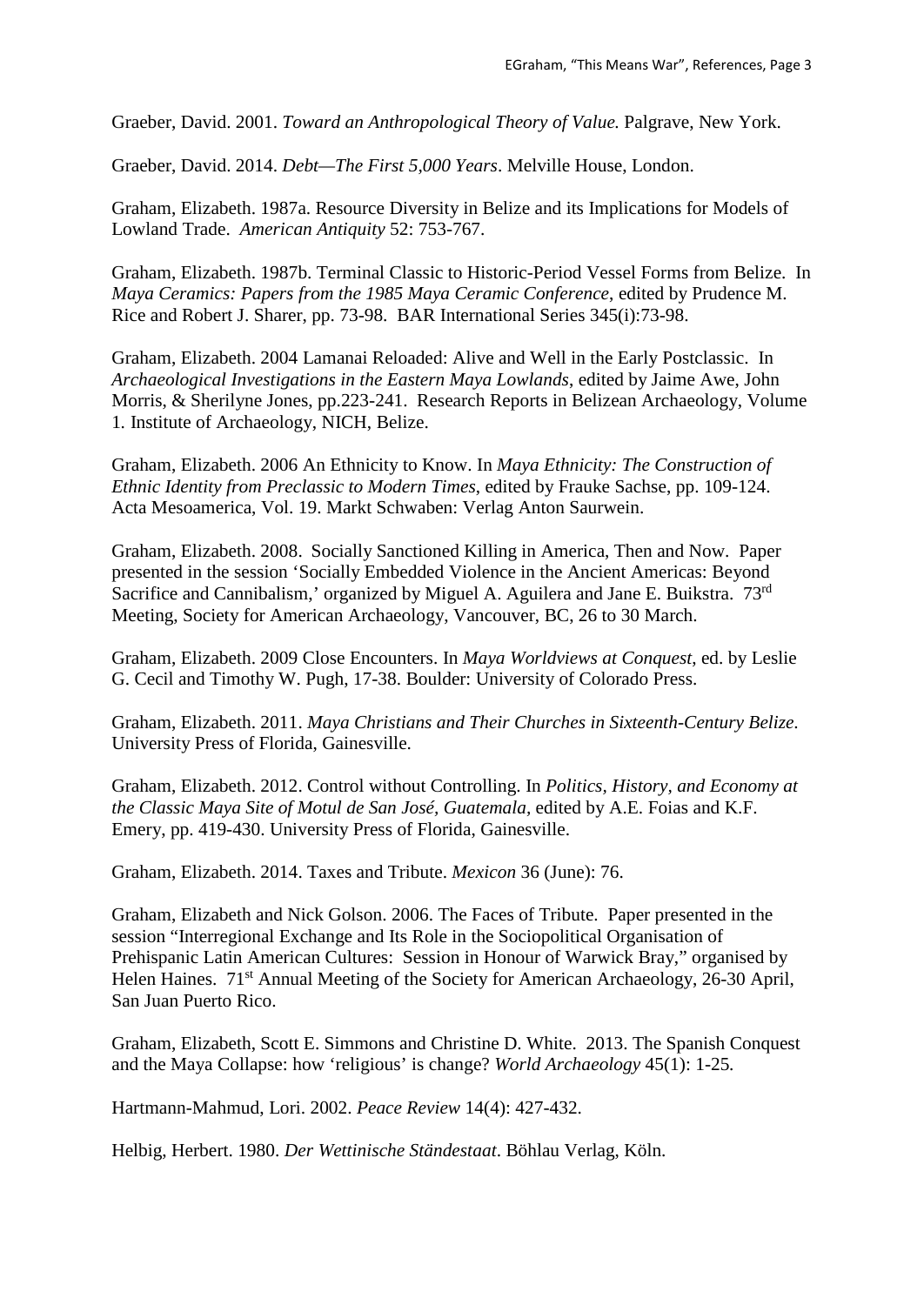Graeber, David. 2001. *Toward an Anthropological Theory of Value.* Palgrave, New York.

Graeber, David. 2014. *Debt—The First 5,000 Years*. Melville House, London.

Graham, Elizabeth. 1987a. Resource Diversity in Belize and its Implications for Models of Lowland Trade. *American Antiquity* 52: 753-767.

Graham, Elizabeth. 1987b. Terminal Classic to Historic-Period Vessel Forms from Belize. In *Maya Ceramics: Papers from the 1985 Maya Ceramic Conference*, edited by Prudence M. Rice and Robert J. Sharer, pp. 73-98. BAR International Series 345(i):73-98.

Graham, Elizabeth. 2004 Lamanai Reloaded: Alive and Well in the Early Postclassic. In *Archaeological Investigations in the Eastern Maya Lowlands*, edited by Jaime Awe, John Morris, & Sherilyne Jones, pp.223-241. Research Reports in Belizean Archaeology, Volume 1. Institute of Archaeology, NICH, Belize.

Graham, Elizabeth. 2006 An Ethnicity to Know. In *Maya Ethnicity: The Construction of Ethnic Identity from Preclassic to Modern Times*, edited by Frauke Sachse, pp. 109-124. Acta Mesoamerica, Vol. 19. Markt Schwaben: Verlag Anton Saurwein.

Graham, Elizabeth. 2008. Socially Sanctioned Killing in America, Then and Now. Paper presented in the session 'Socially Embedded Violence in the Ancient Americas: Beyond Sacrifice and Cannibalism,' organized by Miguel A. Aguilera and Jane E. Buikstra. 73rd Meeting, Society for American Archaeology, Vancouver, BC, 26 to 30 March.

Graham, Elizabeth. 2009 Close Encounters. In *Maya Worldviews at Conquest*, ed. by Leslie G. Cecil and Timothy W. Pugh, 17-38. Boulder: University of Colorado Press.

Graham, Elizabeth. 2011. *Maya Christians and Their Churches in Sixteenth-Century Belize*. University Press of Florida, Gainesville.

Graham, Elizabeth. 2012. Control without Controlling. In *Politics, History, and Economy at the Classic Maya Site of Motul de San José, Guatemala*, edited by A.E. Foias and K.F. Emery, pp. 419-430. University Press of Florida, Gainesville.

Graham, Elizabeth. 2014. Taxes and Tribute. *Mexicon* 36 (June): 76.

Graham, Elizabeth and Nick Golson. 2006. The Faces of Tribute. Paper presented in the session "Interregional Exchange and Its Role in the Sociopolitical Organisation of Prehispanic Latin American Cultures: Session in Honour of Warwick Bray," organised by Helen Haines. 71st Annual Meeting of the Society for American Archaeology, 26-30 April, San Juan Puerto Rico.

Graham, Elizabeth, Scott E. Simmons and Christine D. White. 2013. The Spanish Conquest and the Maya Collapse: how 'religious' is change? *World Archaeology* 45(1): 1-25.

Hartmann-Mahmud, Lori. 2002. *Peace Review* 14(4): 427-432.

Helbig, Herbert. 1980. *Der Wettinische Ständestaat*. Böhlau Verlag, Köln.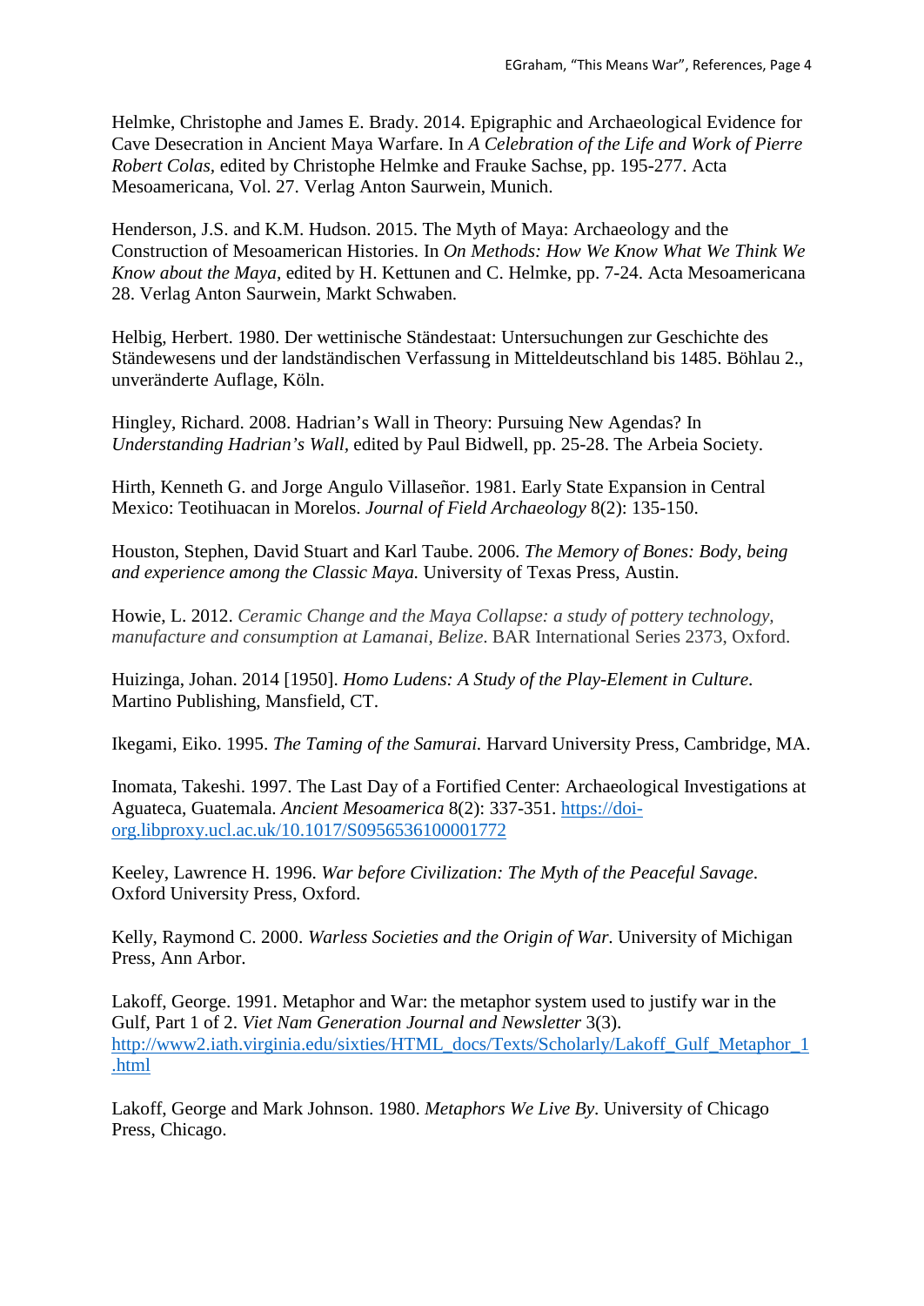Helmke, Christophe and James E. Brady. 2014. Epigraphic and Archaeological Evidence for Cave Desecration in Ancient Maya Warfare. In *A Celebration of the Life and Work of Pierre Robert Colas*, edited by Christophe Helmke and Frauke Sachse, pp. 195-277. Acta Mesoamericana, Vol. 27. Verlag Anton Saurwein, Munich.

Henderson, J.S. and K.M. Hudson. 2015. The Myth of Maya: Archaeology and the Construction of Mesoamerican Histories. In *On Methods: How We Know What We Think We Know about the Maya*, edited by H. Kettunen and C. Helmke, pp. 7-24. Acta Mesoamericana 28. Verlag Anton Saurwein, Markt Schwaben.

Helbig, Herbert. 1980. Der wettinische Ständestaat: Untersuchungen zur Geschichte des Ständewesens und der landständischen Verfassung in Mitteldeutschland bis 1485. Böhlau 2., unveränderte Auflage, Köln.

Hingley, Richard. 2008. Hadrian's Wall in Theory: Pursuing New Agendas? In *Understanding Hadrian's Wall*, edited by Paul Bidwell, pp. 25-28. The Arbeia Society.

Hirth, Kenneth G. and Jorge Angulo Villaseñor. 1981. Early State Expansion in Central Mexico: Teotihuacan in Morelos. *Journal of Field Archaeology* 8(2): 135-150.

Houston, Stephen, David Stuart and Karl Taube. 2006. *The Memory of Bones: Body, being and experience among the Classic Maya.* University of Texas Press, Austin.

Howie, L. 2012. *Ceramic Change and the Maya Collapse: a study of pottery technology, manufacture and consumption at Lamanai, Belize*. BAR International Series 2373, Oxford.

Huizinga, Johan. 2014 [1950]. *Homo Ludens: A Study of the Play-Element in Culture*. Martino Publishing, Mansfield, CT.

Ikegami, Eiko. 1995. *The Taming of the Samurai.* Harvard University Press, Cambridge, MA.

Inomata, Takeshi. 1997. The Last Day of a Fortified Center: Archaeological Investigations at Aguateca, Guatemala. *Ancient Mesoamerica* 8(2): 337-351. https://doi-org.libproxy.ucl.ac.uk/10.1017/S0956536100001772

Keeley, Lawrence H. 1996. *War before Civilization: The Myth of the Peaceful Savage*. Oxford University Press, Oxford.

Kelly, Raymond C. 2000. *Warless Societies and the Origin of War*. University of Michigan Press, Ann Arbor.

Lakoff, George. 1991. Metaphor and War: the metaphor system used to justify war in the Gulf, Part 1 of 2. *Viet Nam Generation Journal and Newsletter* 3(3). http://www2.iath.virginia.edu/sixties/HTML_docs/Texts/Scholarly/Lakoff_Gulf_Metaphor_1.html

Lakoff, George and Mark Johnson. 1980. *Metaphors We Live By*. University of Chicago Press, Chicago.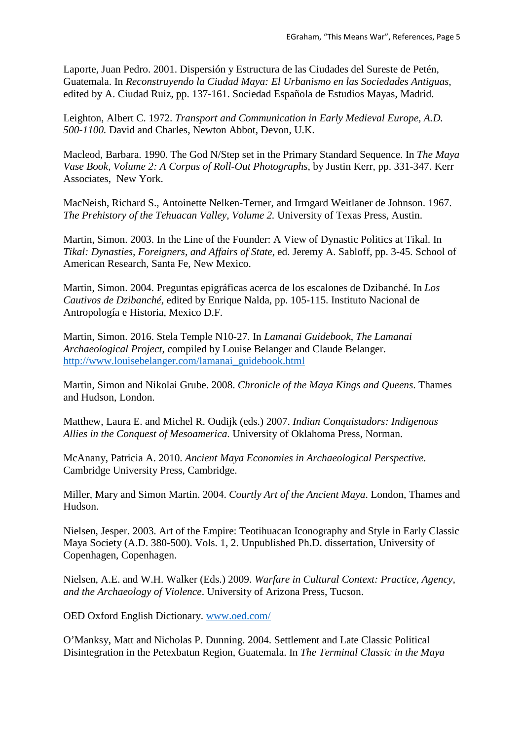Laporte, Juan Pedro. 2001. Dispersión y Estructura de las Ciudades del Sureste de Petén, Guatemala. In *Reconstruyendo la Ciudad Maya: El Urbanismo en las Sociedades Antiguas*, edited by A. Ciudad Ruiz, pp. 137-161. Sociedad Española de Estudios Mayas, Madrid.

Leighton, Albert C. 1972. *Transport and Communication in Early Medieval Europe, A.D. 500-1100.* David and Charles, Newton Abbot, Devon, U.K.

Macleod, Barbara. 1990. The God N/Step set in the Primary Standard Sequence. In *The Maya Vase Book, Volume 2: A Corpus of Roll-Out Photographs*, by Justin Kerr, pp. 331-347. Kerr Associates, New York.

MacNeish, Richard S., Antoinette Nelken-Terner, and Irmgard Weitlaner de Johnson. 1967. *The Prehistory of the Tehuacan Valley, Volume 2.* University of Texas Press, Austin.

Martin, Simon. 2003. In the Line of the Founder: A View of Dynastic Politics at Tikal. In *Tikal: Dynasties, Foreigners, and Affairs of State*, ed. Jeremy A. Sabloff, pp. 3-45. School of American Research, Santa Fe, New Mexico.

Martin, Simon. 2004. Preguntas epigráficas acerca de los escalones de Dzibanché. In *Los Cautivos de Dzibanché*, edited by Enrique Nalda, pp. 105-115. Instituto Nacional de Antropología e Historia, Mexico D.F.

Martin, Simon. 2016. Stela Temple N10-27. In *Lamanai Guidebook*, *The Lamanai Archaeological Project*, compiled by Louise Belanger and Claude Belanger. http://www.louisebelanger.com/lamanai_guidebook.html

Martin, Simon and Nikolai Grube. 2008. *Chronicle of the Maya Kings and Queens*. Thames and Hudson, London.

Matthew, Laura E. and Michel R. Oudijk (eds.) 2007. *Indian Conquistadors: Indigenous Allies in the Conquest of Mesoamerica.* University of Oklahoma Press, Norman.

McAnany, Patricia A. 2010. *Ancient Maya Economies in Archaeological Perspective*. Cambridge University Press, Cambridge.

Miller, Mary and Simon Martin. 2004. *Courtly Art of the Ancient Maya*. London, Thames and Hudson.

Nielsen, Jesper. 2003. Art of the Empire: Teotihuacan Iconography and Style in Early Classic Maya Society (A.D. 380-500). Vols. 1, 2. Unpublished Ph.D. dissertation, University of Copenhagen, Copenhagen.

Nielsen, A.E. and W.H. Walker (Eds.) 2009. *Warfare in Cultural Context: Practice, Agency, and the Archaeology of Violence*. University of Arizona Press, Tucson.

OED Oxford English Dictionary. www.oed.com/

O'Manksy, Matt and Nicholas P. Dunning. 2004. Settlement and Late Classic Political Disintegration in the Petexbatun Region, Guatemala. In *The Terminal Classic in the Maya*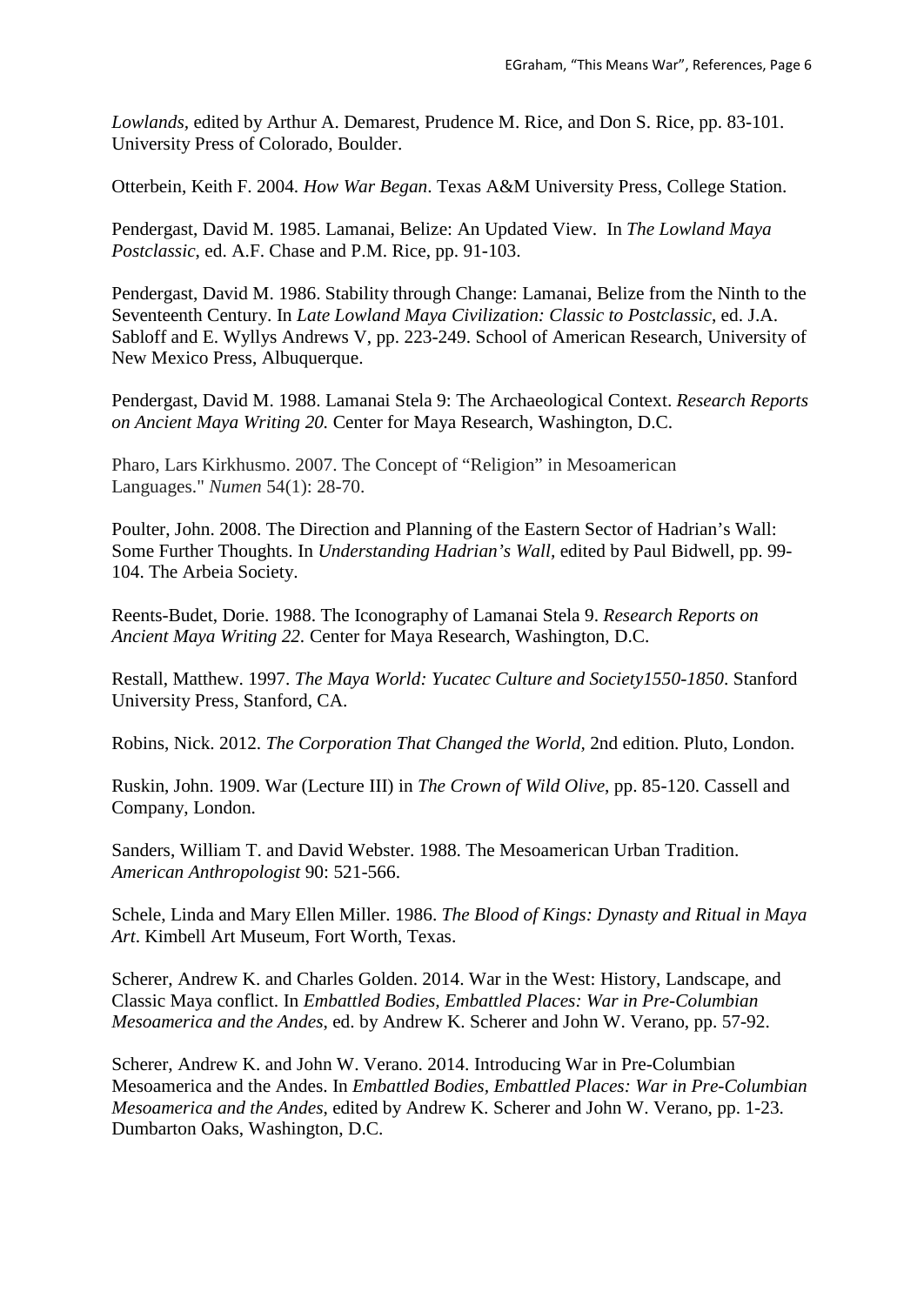*Lowlands*, edited by Arthur A. Demarest, Prudence M. Rice, and Don S. Rice, pp. 83-101. University Press of Colorado, Boulder.

Otterbein, Keith F. 2004. *How War Began*. Texas A&M University Press, College Station.

Pendergast, David M. 1985. Lamanai, Belize: An Updated View. In *The Lowland Maya Postclassic*, ed. A.F. Chase and P.M. Rice, pp. 91-103.

Pendergast, David M. 1986. Stability through Change: Lamanai, Belize from the Ninth to the Seventeenth Century. In *Late Lowland Maya Civilization: Classic to Postclassic*, ed. J.A. Sabloff and E. Wyllys Andrews V, pp. 223-249. School of American Research, University of New Mexico Press, Albuquerque.

Pendergast, David M. 1988. Lamanai Stela 9: The Archaeological Context. *Research Reports on Ancient Maya Writing 20.* Center for Maya Research, Washington, D.C.

Pharo, Lars Kirkhusmo. 2007. The Concept of "Religion" in Mesoamerican Languages." *Numen* 54(1): 28-70.

Poulter, John. 2008. The Direction and Planning of the Eastern Sector of Hadrian's Wall: Some Further Thoughts. In *Understanding Hadrian's Wall*, edited by Paul Bidwell, pp. 99-104. The Arbeia Society.

Reents-Budet, Dorie. 1988. The Iconography of Lamanai Stela 9. *Research Reports on Ancient Maya Writing 22.* Center for Maya Research, Washington, D.C.

Restall, Matthew. 1997. *The Maya World: Yucatec Culture and Society1550-1850*. Stanford University Press, Stanford, CA.

Robins, Nick. 2012. *The Corporation That Changed the World*, 2nd edition. Pluto, London.

Ruskin, John. 1909. War (Lecture III) in *The Crown of Wild Olive*, pp. 85-120. Cassell and Company, London.

Sanders, William T. and David Webster. 1988. The Mesoamerican Urban Tradition. *American Anthropologist* 90: 521-566.

Schele, Linda and Mary Ellen Miller. 1986. *The Blood of Kings: Dynasty and Ritual in Maya Art*. Kimbell Art Museum, Fort Worth, Texas.

Scherer, Andrew K. and Charles Golden. 2014. War in the West: History, Landscape, and Classic Maya conflict. In *Embattled Bodies, Embattled Places: War in Pre-Columbian Mesoamerica and the Andes*, ed. by Andrew K. Scherer and John W. Verano, pp. 57-92.

Scherer, Andrew K. and John W. Verano. 2014. Introducing War in Pre-Columbian Mesoamerica and the Andes. In *Embattled Bodies, Embattled Places: War in Pre-Columbian Mesoamerica and the Andes*, edited by Andrew K. Scherer and John W. Verano, pp. 1-23. Dumbarton Oaks, Washington, D.C.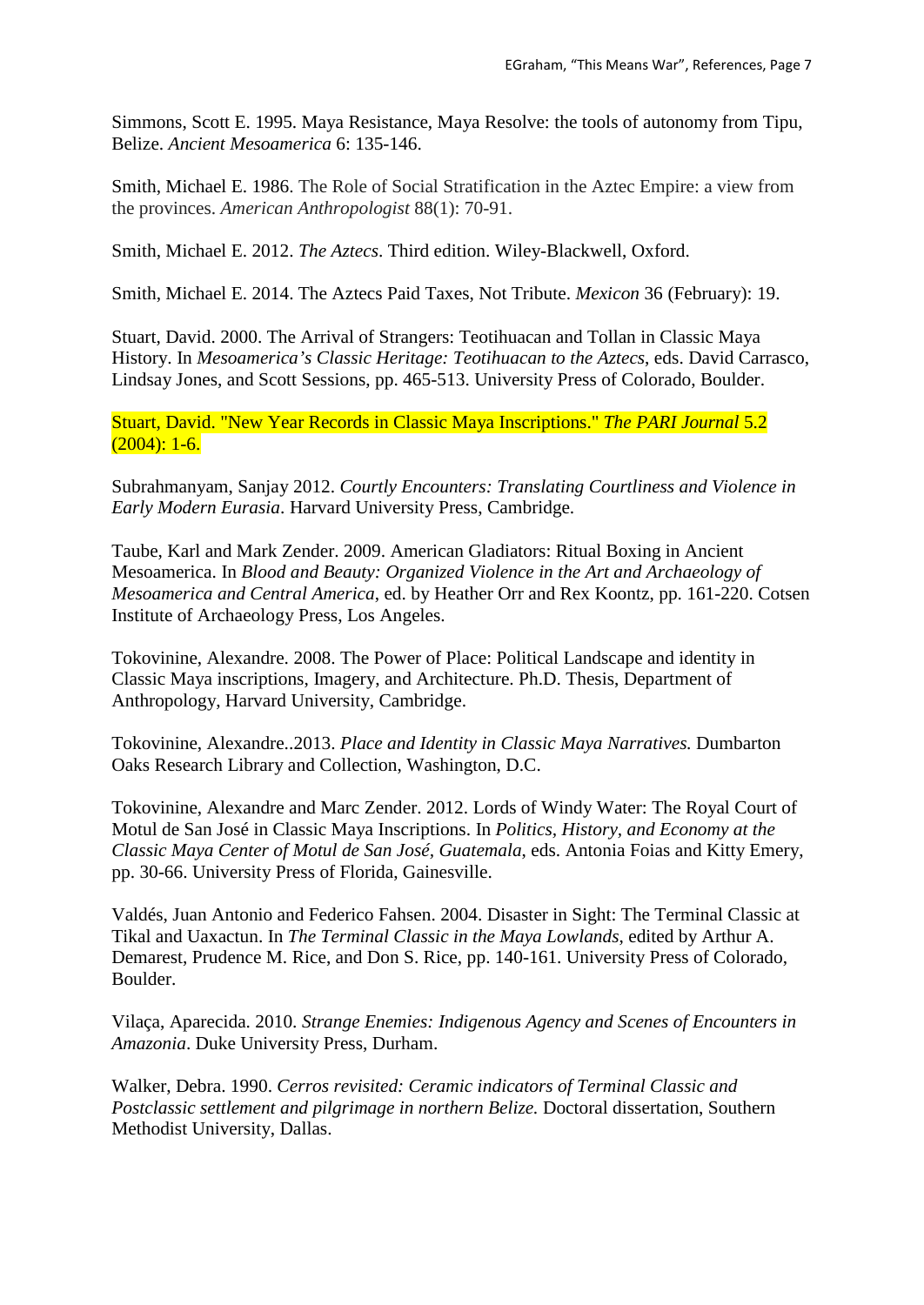Simmons, Scott E. 1995. Maya Resistance, Maya Resolve: the tools of autonomy from Tipu, Belize. *Ancient Mesoamerica* 6: 135-146.

Smith, Michael E. 1986. The Role of Social Stratification in the Aztec Empire: a view from the provinces. *American Anthropologist* 88(1): 70-91.

Smith, Michael E. 2012. *The Aztecs*. Third edition. Wiley-Blackwell, Oxford.

Smith, Michael E. 2014. The Aztecs Paid Taxes, Not Tribute. *Mexicon* 36 (February): 19.

Stuart, David. 2000. The Arrival of Strangers: Teotihuacan and Tollan in Classic Maya History. In *Mesoamerica's Classic Heritage: Teotihuacan to the Aztecs*, eds. David Carrasco, Lindsay Jones, and Scott Sessions, pp. 465-513. University Press of Colorado, Boulder.

Stuart, David. "New Year Records in Classic Maya Inscriptions." *The PARI Journal* 5.2 (2004): 1-6.

Subrahmanyam, Sanjay 2012. *Courtly Encounters: Translating Courtliness and Violence in Early Modern Eurasia*. Harvard University Press, Cambridge.

Taube, Karl and Mark Zender. 2009. American Gladiators: Ritual Boxing in Ancient Mesoamerica. In *Blood and Beauty: Organized Violence in the Art and Archaeology of Mesoamerica and Central America*, ed. by Heather Orr and Rex Koontz, pp. 161-220. Cotsen Institute of Archaeology Press, Los Angeles.

Tokovinine, Alexandre. 2008. The Power of Place: Political Landscape and identity in Classic Maya inscriptions, Imagery, and Architecture. Ph.D. Thesis, Department of Anthropology, Harvard University, Cambridge.

Tokovinine, Alexandre..2013. *Place and Identity in Classic Maya Narratives.* Dumbarton Oaks Research Library and Collection, Washington, D.C.

Tokovinine, Alexandre and Marc Zender. 2012. Lords of Windy Water: The Royal Court of Motul de San José in Classic Maya Inscriptions. In *Politics, History, and Economy at the Classic Maya Center of Motul de San José, Guatemala*, eds. Antonia Foias and Kitty Emery, pp. 30-66. University Press of Florida, Gainesville.

Valdés, Juan Antonio and Federico Fahsen. 2004. Disaster in Sight: The Terminal Classic at Tikal and Uaxactun. In *The Terminal Classic in the Maya Lowlands*, edited by Arthur A. Demarest, Prudence M. Rice, and Don S. Rice, pp. 140-161. University Press of Colorado, Boulder.

Vilaça, Aparecida. 2010. *Strange Enemies: Indigenous Agency and Scenes of Encounters in Amazonia*. Duke University Press, Durham.

Walker, Debra. 1990. *Cerros revisited: Ceramic indicators of Terminal Classic and Postclassic settlement and pilgrimage in northern Belize.* Doctoral dissertation, Southern Methodist University, Dallas.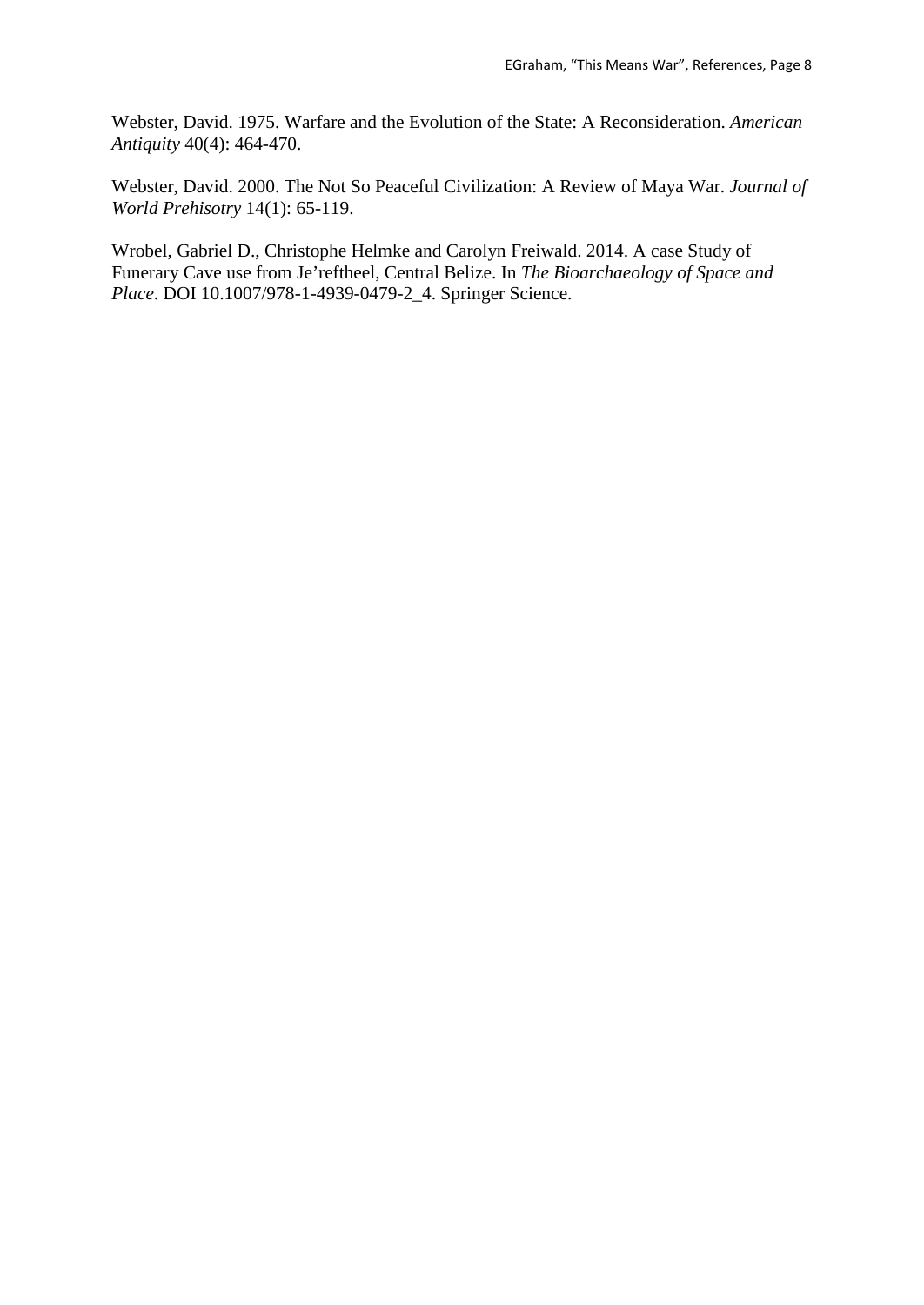Webster, David. 1975. Warfare and the Evolution of the State: A Reconsideration. *American Antiquity* 40(4): 464-470.

Webster, David. 2000. The Not So Peaceful Civilization: A Review of Maya War. *Journal of World Prehisotry* 14(1): 65-119.

Wrobel, Gabriel D., Christophe Helmke and Carolyn Freiwald. 2014. A case Study of Funerary Cave use from Je'reftheel, Central Belize. In *The Bioarchaeology of Space and Place*. DOI 10.1007/978-1-4939-0479-2_4. Springer Science.